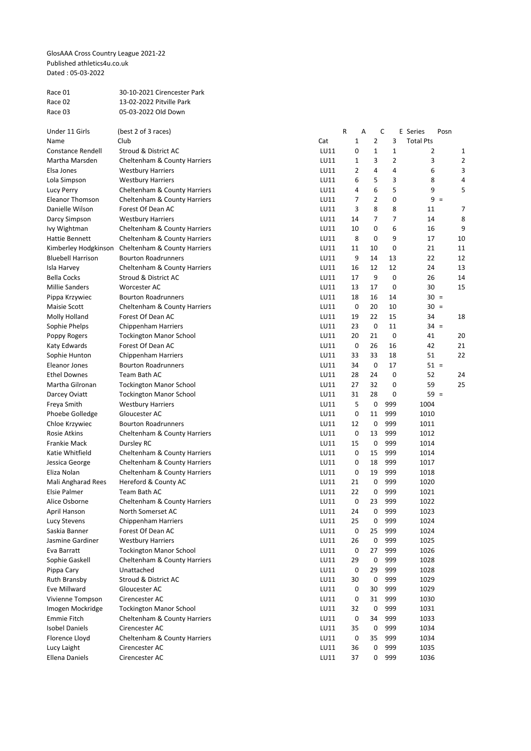GlosAAA Cross Country League 2021-22
Published athletics4u.co.uk
Dated : 05-03-2022

Race 01 30-10-2021 Cirencester Park
Race 02 13-02-2022 Pitville Park
Race 03 05-03-2022 Old Down

| Under 11 Girls | (best 2 of 3 races) | | R A | C | E | Series | Posn |
|---|---|---|---|---|---|---|---|
| Name | Club | Cat | 1 | 2 | 3 | Total Pts | |
| Constance Rendell | Stroud & District AC | LU11 | 0 | 1 | 1 | 2 | 1 |
| Martha Marsden | Cheltenham & County Harriers | LU11 | 1 | 3 | 2 | 3 | 2 |
| Elsa Jones | Westbury Harriers | LU11 | 2 | 4 | 4 | 6 | 3 |
| Lola Simpson | Westbury Harriers | LU11 | 6 | 5 | 3 | 8 | 4 |
| Lucy Perry | Cheltenham & County Harriers | LU11 | 4 | 6 | 5 | 9 | 5 |
| Eleanor Thomson | Cheltenham & County Harriers | LU11 | 7 | 2 | 0 | 9 | = |
| Danielle Wilson | Forest Of Dean AC | LU11 | 3 | 8 | 8 | 11 | 7 |
| Darcy Simpson | Westbury Harriers | LU11 | 14 | 7 | 7 | 14 | 8 |
| Ivy Wightman | Cheltenham & County Harriers | LU11 | 10 | 0 | 6 | 16 | 9 |
| Hattie Bennett | Cheltenham & County Harriers | LU11 | 8 | 0 | 9 | 17 | 10 |
| Kimberley Hodgkinson | Cheltenham & County Harriers | LU11 | 11 | 10 | 0 | 21 | 11 |
| Bluebell Harrison | Bourton Roadrunners | LU11 | 9 | 14 | 13 | 22 | 12 |
| Isla Harvey | Cheltenham & County Harriers | LU11 | 16 | 12 | 12 | 24 | 13 |
| Bella Cocks | Stroud & District AC | LU11 | 17 | 9 | 0 | 26 | 14 |
| Millie Sanders | Worcester AC | LU11 | 13 | 17 | 0 | 30 | 15 |
| Pippa Krzywiec | Bourton Roadrunners | LU11 | 18 | 16 | 14 | 30 | = |
| Maisie Scott | Cheltenham & County Harriers | LU11 | 0 | 20 | 10 | 30 | = |
| Molly Holland | Forest Of Dean AC | LU11 | 19 | 22 | 15 | 34 | 18 |
| Sophie Phelps | Chippenham Harriers | LU11 | 23 | 0 | 11 | 34 | = |
| Poppy Rogers | Tockington Manor School | LU11 | 20 | 21 | 0 | 41 | 20 |
| Katy Edwards | Forest Of Dean AC | LU11 | 0 | 26 | 16 | 42 | 21 |
| Sophie Hunton | Chippenham Harriers | LU11 | 33 | 33 | 18 | 51 | 22 |
| Eleanor Jones | Bourton Roadrunners | LU11 | 34 | 0 | 17 | 51 | = |
| Ethel Downes | Team Bath AC | LU11 | 28 | 24 | 0 | 52 | 24 |
| Martha Gilronan | Tockington Manor School | LU11 | 27 | 32 | 0 | 59 | 25 |
| Darcey Oviatt | Tockington Manor School | LU11 | 31 | 28 | 0 | 59 | = |
| Freya Smith | Westbury Harriers | LU11 | 5 | 0 | 999 | 1004 | |
| Phoebe Golledge | Gloucester AC | LU11 | 0 | 11 | 999 | 1010 | |
| Chloe Krzywiec | Bourton Roadrunners | LU11 | 12 | 0 | 999 | 1011 | |
| Rosie Atkins | Cheltenham & County Harriers | LU11 | 0 | 13 | 999 | 1012 | |
| Frankie Mack | Dursley RC | LU11 | 15 | 0 | 999 | 1014 | |
| Katie Whitfield | Cheltenham & County Harriers | LU11 | 0 | 15 | 999 | 1014 | |
| Jessica George | Cheltenham & County Harriers | LU11 | 0 | 18 | 999 | 1017 | |
| Eliza Nolan | Cheltenham & County Harriers | LU11 | 0 | 19 | 999 | 1018 | |
| Mali Angharad Rees | Hereford & County AC | LU11 | 21 | 0 | 999 | 1020 | |
| Elsie Palmer | Team Bath AC | LU11 | 22 | 0 | 999 | 1021 | |
| Alice Osborne | Cheltenham & County Harriers | LU11 | 0 | 23 | 999 | 1022 | |
| April Hanson | North Somerset AC | LU11 | 24 | 0 | 999 | 1023 | |
| Lucy Stevens | Chippenham Harriers | LU11 | 25 | 0 | 999 | 1024 | |
| Saskia Banner | Forest Of Dean AC | LU11 | 0 | 25 | 999 | 1024 | |
| Jasmine Gardiner | Westbury Harriers | LU11 | 26 | 0 | 999 | 1025 | |
| Eva Barratt | Tockington Manor School | LU11 | 0 | 27 | 999 | 1026 | |
| Sophie Gaskell | Cheltenham & County Harriers | LU11 | 29 | 0 | 999 | 1028 | |
| Pippa Cary | Unattached | LU11 | 0 | 29 | 999 | 1028 | |
| Ruth Bransby | Stroud & District AC | LU11 | 30 | 0 | 999 | 1029 | |
| Eve Millward | Gloucester AC | LU11 | 0 | 30 | 999 | 1029 | |
| Vivienne Tompson | Cirencester AC | LU11 | 0 | 31 | 999 | 1030 | |
| Imogen Mockridge | Tockington Manor School | LU11 | 32 | 0 | 999 | 1031 | |
| Emmie Fitch | Cheltenham & County Harriers | LU11 | 0 | 34 | 999 | 1033 | |
| Isobel Daniels | Cirencester AC | LU11 | 35 | 0 | 999 | 1034 | |
| Florence Lloyd | Cheltenham & County Harriers | LU11 | 0 | 35 | 999 | 1034 | |
| Lucy Laight | Cirencester AC | LU11 | 36 | 0 | 999 | 1035 | |
| Ellena Daniels | Cirencester AC | LU11 | 37 | 0 | 999 | 1036 | |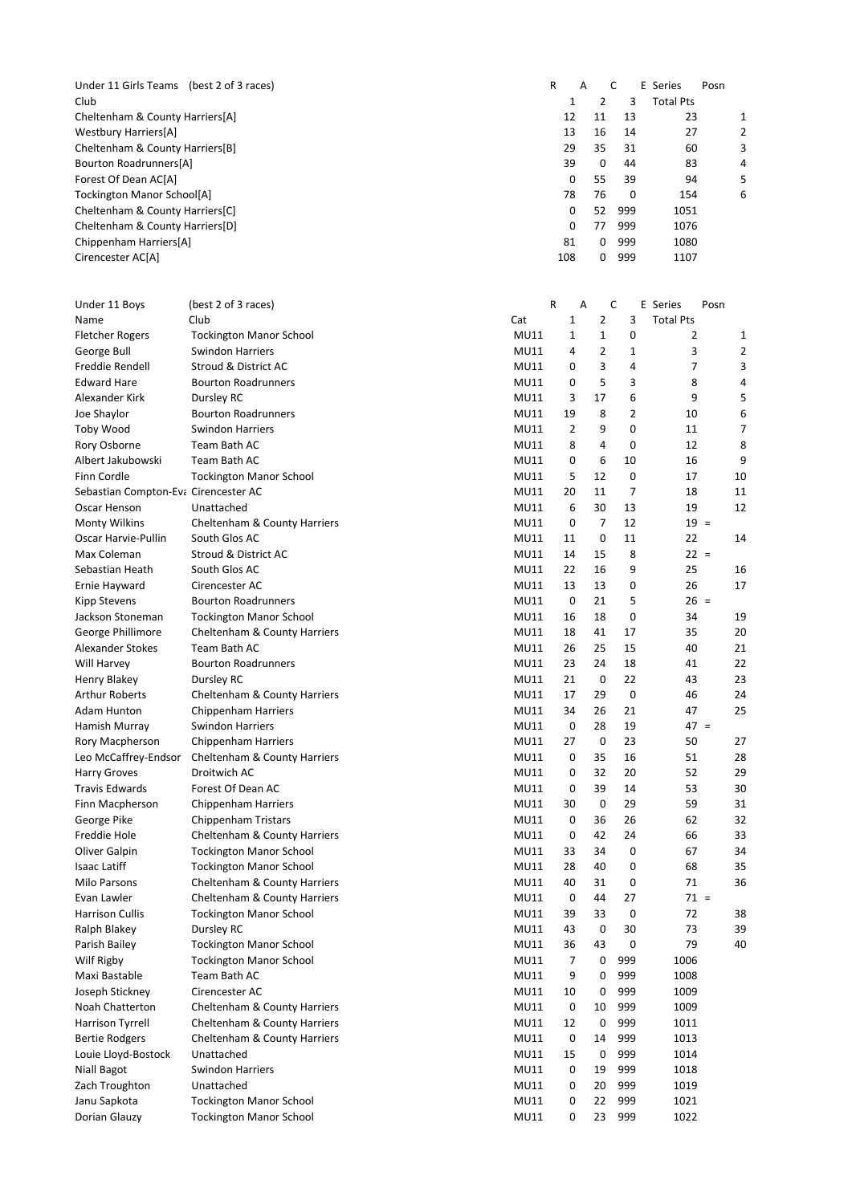| Under 11 Girls Teams (best 2 of 3 races) | R | A | C | E Series | Posn |
|---|---|---|---|---|---|
| Club | 1 | 2 | 3 | Total Pts | |
| Cheltenham & County Harriers[A] | 12 | 11 | 13 | 23 | 1 |
| Westbury Harriers[A] | 13 | 16 | 14 | 27 | 2 |
| Cheltenham & County Harriers[B] | 29 | 35 | 31 | 60 | 3 |
| Bourton Roadrunners[A] | 39 | 0 | 44 | 83 | 4 |
| Forest Of Dean AC[A] | 0 | 55 | 39 | 94 | 5 |
| Tockington Manor School[A] | 78 | 76 | 0 | 154 | 6 |
| Cheltenham & County Harriers[C] | 0 | 52 | 999 | 1051 | |
| Cheltenham & County Harriers[D] | 0 | 77 | 999 | 1076 | |
| Chippenham Harriers[A] | 81 | 0 | 999 | 1080 | |
| Cirencester AC[A] | 108 | 0 | 999 | 1107 | |

| Under 11 Boys | (best 2 of 3 races) | | R | A | C | E Series | Posn |
|---|---|---|---|---|---|---|---|
| Name | Club | Cat | 1 | 2 | 3 | Total Pts | |
| Fletcher Rogers | Tockington Manor School | MU11 | 1 | 1 | 0 | 2 | 1 |
| George Bull | Swindon Harriers | MU11 | 4 | 2 | 1 | 3 | 2 |
| Freddie Rendell | Stroud & District AC | MU11 | 0 | 3 | 4 | 7 | 3 |
| Edward Hare | Bourton Roadrunners | MU11 | 0 | 5 | 3 | 8 | 4 |
| Alexander Kirk | Dursley RC | MU11 | 3 | 17 | 6 | 9 | 5 |
| Joe Shaylor | Bourton Roadrunners | MU11 | 19 | 8 | 2 | 10 | 6 |
| Toby Wood | Swindon Harriers | MU11 | 2 | 9 | 0 | 11 | 7 |
| Rory Osborne | Team Bath AC | MU11 | 8 | 4 | 0 | 12 | 8 |
| Albert Jakubowski | Team Bath AC | MU11 | 0 | 6 | 10 | 16 | 9 |
| Finn Cordle | Tockington Manor School | MU11 | 5 | 12 | 0 | 17 | 10 |
| Sebastian Compton-Eva | Cirencester AC | MU11 | 20 | 11 | 7 | 18 | 11 |
| Oscar Henson | Unattached | MU11 | 6 | 30 | 13 | 19 | 12 |
| Monty Wilkins | Cheltenham & County Harriers | MU11 | 0 | 7 | 12 | 19 | = |
| Oscar Harvie-Pullin | South Glos AC | MU11 | 11 | 0 | 11 | 22 | 14 |
| Max Coleman | Stroud & District AC | MU11 | 14 | 15 | 8 | 22 | = |
| Sebastian Heath | South Glos AC | MU11 | 22 | 16 | 9 | 25 | 16 |
| Ernie Hayward | Cirencester AC | MU11 | 13 | 13 | 0 | 26 | 17 |
| Kipp Stevens | Bourton Roadrunners | MU11 | 0 | 21 | 5 | 26 | = |
| Jackson Stoneman | Tockington Manor School | MU11 | 16 | 18 | 0 | 34 | 19 |
| George Phillimore | Cheltenham & County Harriers | MU11 | 18 | 41 | 17 | 35 | 20 |
| Alexander Stokes | Team Bath AC | MU11 | 26 | 25 | 15 | 40 | 21 |
| Will Harvey | Bourton Roadrunners | MU11 | 23 | 24 | 18 | 41 | 22 |
| Henry Blakey | Dursley RC | MU11 | 21 | 0 | 22 | 43 | 23 |
| Arthur Roberts | Cheltenham & County Harriers | MU11 | 17 | 29 | 0 | 46 | 24 |
| Adam Hunton | Chippenham Harriers | MU11 | 34 | 26 | 21 | 47 | 25 |
| Hamish Murray | Swindon Harriers | MU11 | 0 | 28 | 19 | 47 | = |
| Rory Macpherson | Chippenham Harriers | MU11 | 27 | 0 | 23 | 50 | 27 |
| Leo McCaffrey-Endsor | Cheltenham & County Harriers | MU11 | 0 | 35 | 16 | 51 | 28 |
| Harry Groves | Droitwich AC | MU11 | 0 | 32 | 20 | 52 | 29 |
| Travis Edwards | Forest Of Dean AC | MU11 | 0 | 39 | 14 | 53 | 30 |
| Finn Macpherson | Chippenham Harriers | MU11 | 30 | 0 | 29 | 59 | 31 |
| George Pike | Chippenham Tristars | MU11 | 0 | 36 | 26 | 62 | 32 |
| Freddie Hole | Cheltenham & County Harriers | MU11 | 0 | 42 | 24 | 66 | 33 |
| Oliver Galpin | Tockington Manor School | MU11 | 33 | 34 | 0 | 67 | 34 |
| Isaac Latiff | Tockington Manor School | MU11 | 28 | 40 | 0 | 68 | 35 |
| Milo Parsons | Cheltenham & County Harriers | MU11 | 40 | 31 | 0 | 71 | 36 |
| Evan Lawler | Cheltenham & County Harriers | MU11 | 0 | 44 | 27 | 71 | = |
| Harrison Cullis | Tockington Manor School | MU11 | 39 | 33 | 0 | 72 | 38 |
| Ralph Blakey | Dursley RC | MU11 | 43 | 0 | 30 | 73 | 39 |
| Parish Bailey | Tockington Manor School | MU11 | 36 | 43 | 0 | 79 | 40 |
| Wilf Rigby | Tockington Manor School | MU11 | 7 | 0 | 999 | 1006 | |
| Maxi Bastable | Team Bath AC | MU11 | 9 | 0 | 999 | 1008 | |
| Joseph Stickney | Cirencester AC | MU11 | 10 | 0 | 999 | 1009 | |
| Noah Chatterton | Cheltenham & County Harriers | MU11 | 0 | 10 | 999 | 1009 | |
| Harrison Tyrrell | Cheltenham & County Harriers | MU11 | 12 | 0 | 999 | 1011 | |
| Bertie Rodgers | Cheltenham & County Harriers | MU11 | 0 | 14 | 999 | 1013 | |
| Louie Lloyd-Bostock | Unattached | MU11 | 15 | 0 | 999 | 1014 | |
| Niall Bagot | Swindon Harriers | MU11 | 0 | 19 | 999 | 1018 | |
| Zach Troughton | Unattached | MU11 | 0 | 20 | 999 | 1019 | |
| Janu Sapkota | Tockington Manor School | MU11 | 0 | 22 | 999 | 1021 | |
| Dorian Glauzy | Tockington Manor School | MU11 | 0 | 23 | 999 | 1022 | |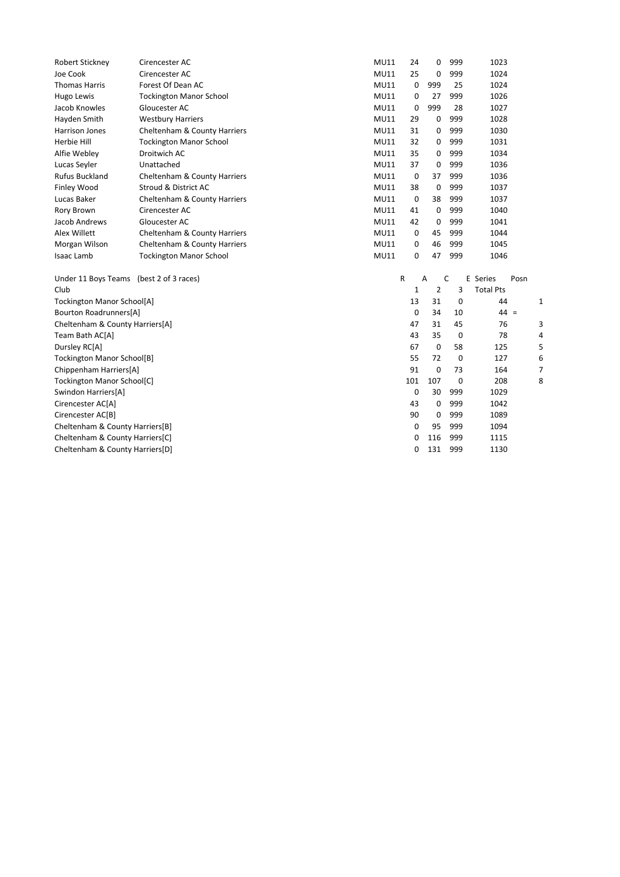| | | | | | | |
|---|---|---|---|---|---|---|
| Robert Stickney | Cirencester AC | MU11 | 24 | 0 | 999 | 1023 |
| Joe Cook | Cirencester AC | MU11 | 25 | 0 | 999 | 1024 |
| Thomas Harris | Forest Of Dean AC | MU11 | 0 | 999 | 25 | 1024 |
| Hugo Lewis | Tockington Manor School | MU11 | 0 | 27 | 999 | 1026 |
| Jacob Knowles | Gloucester AC | MU11 | 0 | 999 | 28 | 1027 |
| Hayden Smith | Westbury Harriers | MU11 | 29 | 0 | 999 | 1028 |
| Harrison Jones | Cheltenham & County Harriers | MU11 | 31 | 0 | 999 | 1030 |
| Herbie Hill | Tockington Manor School | MU11 | 32 | 0 | 999 | 1031 |
| Alfie Webley | Droitwich AC | MU11 | 35 | 0 | 999 | 1034 |
| Lucas Seyler | Unattached | MU11 | 37 | 0 | 999 | 1036 |
| Rufus Buckland | Cheltenham & County Harriers | MU11 | 0 | 37 | 999 | 1036 |
| Finley Wood | Stroud & District AC | MU11 | 38 | 0 | 999 | 1037 |
| Lucas Baker | Cheltenham & County Harriers | MU11 | 0 | 38 | 999 | 1037 |
| Rory Brown | Cirencester AC | MU11 | 41 | 0 | 999 | 1040 |
| Jacob Andrews | Gloucester AC | MU11 | 42 | 0 | 999 | 1041 |
| Alex Willett | Cheltenham & County Harriers | MU11 | 0 | 45 | 999 | 1044 |
| Morgan Wilson | Cheltenham & County Harriers | MU11 | 0 | 46 | 999 | 1045 |
| Isaac Lamb | Tockington Manor School | MU11 | 0 | 47 | 999 | 1046 |

Under 11 Boys Teams (best 2 of 3 races)

| Club | R 1 | A 2 | C 3 | E Series Total Pts | Posn |
|---|---|---|---|---|---|
| Tockington Manor School[A] | 13 | 31 | 0 | 44 | 1 |
| Bourton Roadrunners[A] | 0 | 34 | 10 | 44 = | |
| Cheltenham & County Harriers[A] | 47 | 31 | 45 | 76 | 3 |
| Team Bath AC[A] | 43 | 35 | 0 | 78 | 4 |
| Dursley RC[A] | 67 | 0 | 58 | 125 | 5 |
| Tockington Manor School[B] | 55 | 72 | 0 | 127 | 6 |
| Chippenham Harriers[A] | 91 | 0 | 73 | 164 | 7 |
| Tockington Manor School[C] | 101 | 107 | 0 | 208 | 8 |
| Swindon Harriers[A] | 0 | 30 | 999 | 1029 | |
| Cirencester AC[A] | 43 | 0 | 999 | 1042 | |
| Cirencester AC[B] | 90 | 0 | 999 | 1089 | |
| Cheltenham & County Harriers[B] | 0 | 95 | 999 | 1094 | |
| Cheltenham & County Harriers[C] | 0 | 116 | 999 | 1115 | |
| Cheltenham & County Harriers[D] | 0 | 131 | 999 | 1130 | |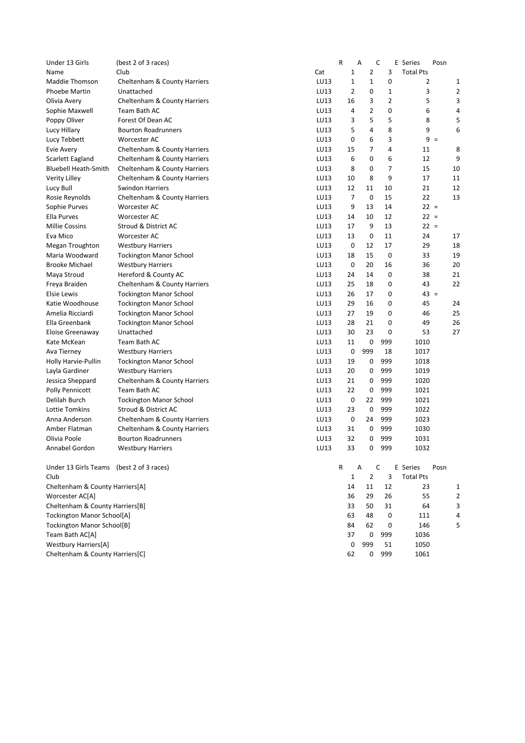| Under 13 Girls | (best 2 of 3 races) | | R | A | C | E Series | Posn |
|---|---|---|---|---|---|---|---|
| Name | Club | Cat | 1 | 2 | 3 | Total Pts | |
| Maddie Thomson | Cheltenham & County Harriers | LU13 | 1 | 1 | 0 | 2 | 1 |
| Phoebe Martin | Unattached | LU13 | 2 | 0 | 1 | 3 | 2 |
| Olivia Avery | Cheltenham & County Harriers | LU13 | 16 | 3 | 2 | 5 | 3 |
| Sophie Maxwell | Team Bath AC | LU13 | 4 | 2 | 0 | 6 | 4 |
| Poppy Oliver | Forest Of Dean AC | LU13 | 3 | 5 | 5 | 8 | 5 |
| Lucy Hillary | Bourton Roadrunners | LU13 | 5 | 4 | 8 | 9 | 6 |
| Lucy Tebbett | Worcester AC | LU13 | 0 | 6 | 3 | 9 = | |
| Evie Avery | Cheltenham & County Harriers | LU13 | 15 | 7 | 4 | 11 | 8 |
| Scarlett Eagland | Cheltenham & County Harriers | LU13 | 6 | 0 | 6 | 12 | 9 |
| Bluebell Heath-Smith | Cheltenham & County Harriers | LU13 | 8 | 0 | 7 | 15 | 10 |
| Verity Lilley | Cheltenham & County Harriers | LU13 | 10 | 8 | 9 | 17 | 11 |
| Lucy Bull | Swindon Harriers | LU13 | 12 | 11 | 10 | 21 | 12 |
| Rosie Reynolds | Cheltenham & County Harriers | LU13 | 7 | 0 | 15 | 22 | 13 |
| Sophie Purves | Worcester AC | LU13 | 9 | 13 | 14 | 22 = | |
| Ella Purves | Worcester AC | LU13 | 14 | 10 | 12 | 22 = | |
| Millie Cossins | Stroud & District AC | LU13 | 17 | 9 | 13 | 22 = | |
| Eva Mico | Worcester AC | LU13 | 13 | 0 | 11 | 24 | 17 |
| Megan Troughton | Westbury Harriers | LU13 | 0 | 12 | 17 | 29 | 18 |
| Maria Woodward | Tockington Manor School | LU13 | 18 | 15 | 0 | 33 | 19 |
| Brooke Michael | Westbury Harriers | LU13 | 0 | 20 | 16 | 36 | 20 |
| Maya Stroud | Hereford & County AC | LU13 | 24 | 14 | 0 | 38 | 21 |
| Freya Braiden | Cheltenham & County Harriers | LU13 | 25 | 18 | 0 | 43 | 22 |
| Elsie Lewis | Tockington Manor School | LU13 | 26 | 17 | 0 | 43 = | |
| Katie Woodhouse | Tockington Manor School | LU13 | 29 | 16 | 0 | 45 | 24 |
| Amelia Ricciardi | Tockington Manor School | LU13 | 27 | 19 | 0 | 46 | 25 |
| Ella Greenbank | Tockington Manor School | LU13 | 28 | 21 | 0 | 49 | 26 |
| Eloise Greenaway | Unattached | LU13 | 30 | 23 | 0 | 53 | 27 |
| Kate McKean | Team Bath AC | LU13 | 11 | 0 | 999 | 1010 | |
| Ava Tierney | Westbury Harriers | LU13 | 0 | 999 | 18 | 1017 | |
| Holly Harvie-Pullin | Tockington Manor School | LU13 | 19 | 0 | 999 | 1018 | |
| Layla Gardiner | Westbury Harriers | LU13 | 20 | 0 | 999 | 1019 | |
| Jessica Sheppard | Cheltenham & County Harriers | LU13 | 21 | 0 | 999 | 1020 | |
| Polly Pennicott | Team Bath AC | LU13 | 22 | 0 | 999 | 1021 | |
| Delilah Burch | Tockington Manor School | LU13 | 0 | 22 | 999 | 1021 | |
| Lottie Tomkins | Stroud & District AC | LU13 | 23 | 0 | 999 | 1022 | |
| Anna Anderson | Cheltenham & County Harriers | LU13 | 0 | 24 | 999 | 1023 | |
| Amber Flatman | Cheltenham & County Harriers | LU13 | 31 | 0 | 999 | 1030 | |
| Olivia Poole | Bourton Roadrunners | LU13 | 32 | 0 | 999 | 1031 | |
| Annabel Gordon | Westbury Harriers | LU13 | 33 | 0 | 999 | 1032 | |

| Under 13 Girls Teams (best 2 of 3 races) | R | A | C | E Series | Posn |
|---|---|---|---|---|---|
| Club | 1 | 2 | 3 | Total Pts | |
| Cheltenham & County Harriers[A] | 14 | 11 | 12 | 23 | 1 |
| Worcester AC[A] | 36 | 29 | 26 | 55 | 2 |
| Cheltenham & County Harriers[B] | 33 | 50 | 31 | 64 | 3 |
| Tockington Manor School[A] | 63 | 48 | 0 | 111 | 4 |
| Tockington Manor School[B] | 84 | 62 | 0 | 146 | 5 |
| Team Bath AC[A] | 37 | 0 | 999 | 1036 | |
| Westbury Harriers[A] | 0 | 999 | 51 | 1050 | |
| Cheltenham & County Harriers[C] | 62 | 0 | 999 | 1061 | |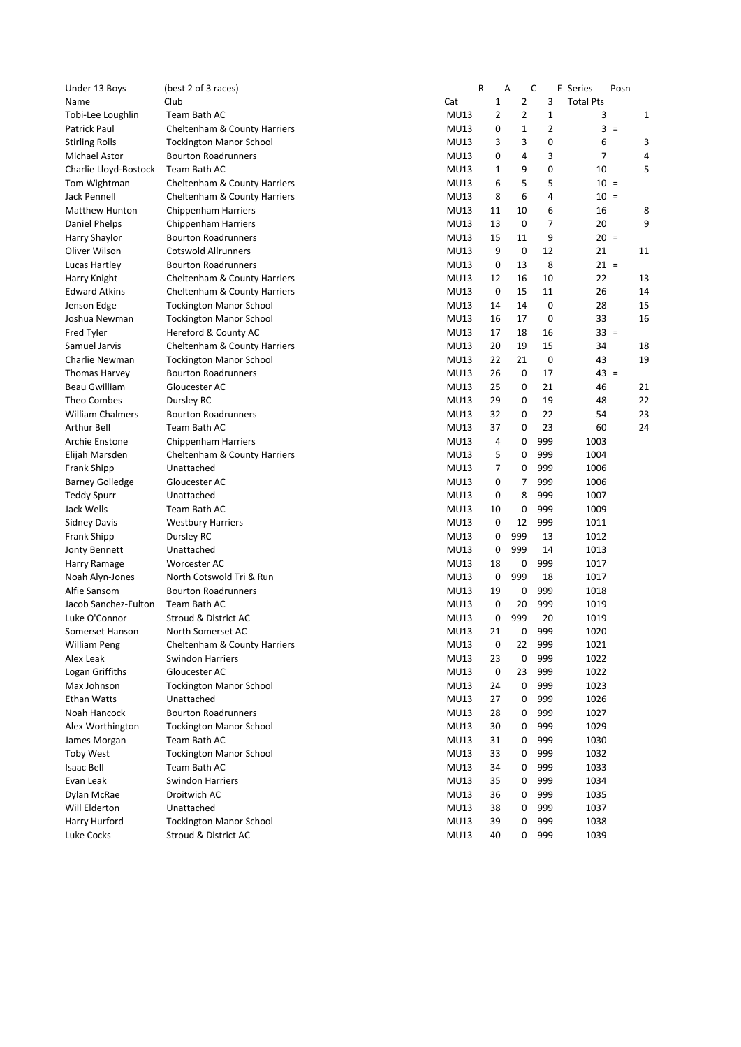| Under 13 Boys | (best 2 of 3 races) | | R | A | C | E Series | Posn |
|---|---|---|---|---|---|---|---|
| Name | Club | Cat | 1 | 2 | 3 | Total Pts | |
| Tobi-Lee Loughlin | Team Bath AC | MU13 | 2 | 2 | 1 | 3 | 1 |
| Patrick Paul | Cheltenham & County Harriers | MU13 | 0 | 1 | 2 | 3 | = |
| Stirling Rolls | Tockington Manor School | MU13 | 3 | 3 | 0 | 6 | 3 |
| Michael Astor | Bourton Roadrunners | MU13 | 0 | 4 | 3 | 7 | 4 |
| Charlie Lloyd-Bostock | Team Bath AC | MU13 | 1 | 9 | 0 | 10 | 5 |
| Tom Wightman | Cheltenham & County Harriers | MU13 | 6 | 5 | 5 | 10 | = |
| Jack Pennell | Cheltenham & County Harriers | MU13 | 8 | 6 | 4 | 10 | = |
| Matthew Hunton | Chippenham Harriers | MU13 | 11 | 10 | 6 | 16 | 8 |
| Daniel Phelps | Chippenham Harriers | MU13 | 13 | 0 | 7 | 20 | 9 |
| Harry Shaylor | Bourton Roadrunners | MU13 | 15 | 11 | 9 | 20 | = |
| Oliver Wilson | Cotswold Allrunners | MU13 | 9 | 0 | 12 | 21 | 11 |
| Lucas Hartley | Bourton Roadrunners | MU13 | 0 | 13 | 8 | 21 | = |
| Harry Knight | Cheltenham & County Harriers | MU13 | 12 | 16 | 10 | 22 | 13 |
| Edward Atkins | Cheltenham & County Harriers | MU13 | 0 | 15 | 11 | 26 | 14 |
| Jenson Edge | Tockington Manor School | MU13 | 14 | 14 | 0 | 28 | 15 |
| Joshua Newman | Tockington Manor School | MU13 | 16 | 17 | 0 | 33 | 16 |
| Fred Tyler | Hereford & County AC | MU13 | 17 | 18 | 16 | 33 | = |
| Samuel Jarvis | Cheltenham & County Harriers | MU13 | 20 | 19 | 15 | 34 | 18 |
| Charlie Newman | Tockington Manor School | MU13 | 22 | 21 | 0 | 43 | 19 |
| Thomas Harvey | Bourton Roadrunners | MU13 | 26 | 0 | 17 | 43 | = |
| Beau Gwilliam | Gloucester AC | MU13 | 25 | 0 | 21 | 46 | 21 |
| Theo Combes | Dursley RC | MU13 | 29 | 0 | 19 | 48 | 22 |
| William Chalmers | Bourton Roadrunners | MU13 | 32 | 0 | 22 | 54 | 23 |
| Arthur Bell | Team Bath AC | MU13 | 37 | 0 | 23 | 60 | 24 |
| Archie Enstone | Chippenham Harriers | MU13 | 4 | 0 | 999 | 1003 | |
| Elijah Marsden | Cheltenham & County Harriers | MU13 | 5 | 0 | 999 | 1004 | |
| Frank Shipp | Unattached | MU13 | 7 | 0 | 999 | 1006 | |
| Barney Golledge | Gloucester AC | MU13 | 0 | 7 | 999 | 1006 | |
| Teddy Spurr | Unattached | MU13 | 0 | 8 | 999 | 1007 | |
| Jack Wells | Team Bath AC | MU13 | 10 | 0 | 999 | 1009 | |
| Sidney Davis | Westbury Harriers | MU13 | 0 | 12 | 999 | 1011 | |
| Frank Shipp | Dursley RC | MU13 | 0 | 999 | 13 | 1012 | |
| Jonty Bennett | Unattached | MU13 | 0 | 999 | 14 | 1013 | |
| Harry Ramage | Worcester AC | MU13 | 18 | 0 | 999 | 1017 | |
| Noah Alyn-Jones | North Cotswold Tri & Run | MU13 | 0 | 999 | 18 | 1017 | |
| Alfie Sansom | Bourton Roadrunners | MU13 | 19 | 0 | 999 | 1018 | |
| Jacob Sanchez-Fulton | Team Bath AC | MU13 | 0 | 20 | 999 | 1019 | |
| Luke O'Connor | Stroud & District AC | MU13 | 0 | 999 | 20 | 1019 | |
| Somerset Hanson | North Somerset AC | MU13 | 21 | 0 | 999 | 1020 | |
| William Peng | Cheltenham & County Harriers | MU13 | 0 | 22 | 999 | 1021 | |
| Alex Leak | Swindon Harriers | MU13 | 23 | 0 | 999 | 1022 | |
| Logan Griffiths | Gloucester AC | MU13 | 0 | 23 | 999 | 1022 | |
| Max Johnson | Tockington Manor School | MU13 | 24 | 0 | 999 | 1023 | |
| Ethan Watts | Unattached | MU13 | 27 | 0 | 999 | 1026 | |
| Noah Hancock | Bourton Roadrunners | MU13 | 28 | 0 | 999 | 1027 | |
| Alex Worthington | Tockington Manor School | MU13 | 30 | 0 | 999 | 1029 | |
| James Morgan | Team Bath AC | MU13 | 31 | 0 | 999 | 1030 | |
| Toby West | Tockington Manor School | MU13 | 33 | 0 | 999 | 1032 | |
| Isaac Bell | Team Bath AC | MU13 | 34 | 0 | 999 | 1033 | |
| Evan Leak | Swindon Harriers | MU13 | 35 | 0 | 999 | 1034 | |
| Dylan McRae | Droitwich AC | MU13 | 36 | 0 | 999 | 1035 | |
| Will Elderton | Unattached | MU13 | 38 | 0 | 999 | 1037 | |
| Harry Hurford | Tockington Manor School | MU13 | 39 | 0 | 999 | 1038 | |
| Luke Cocks | Stroud & District AC | MU13 | 40 | 0 | 999 | 1039 | |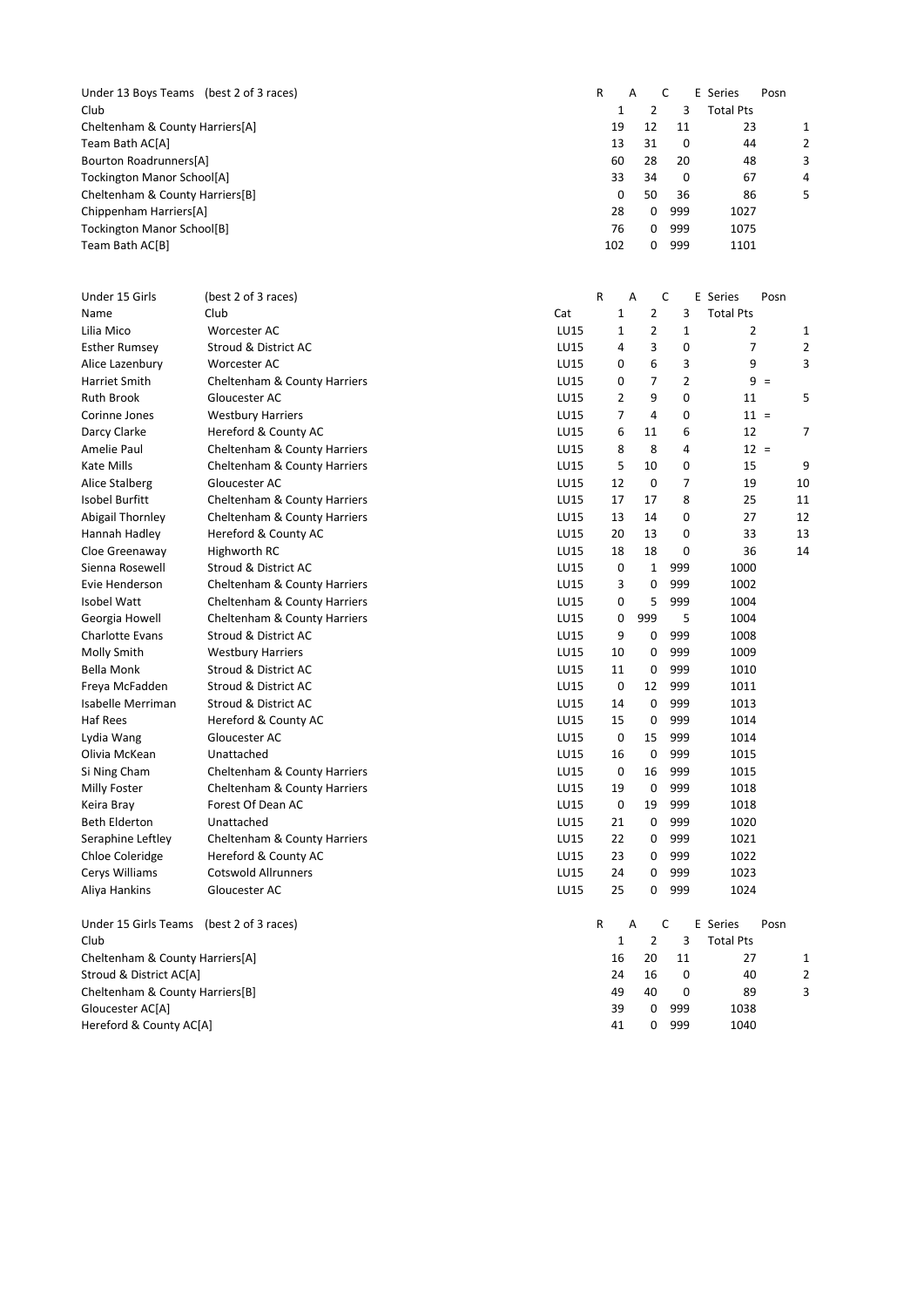| Under 13 Boys Teams (best 2 of 3 races) | R | A | C | E Series | Posn |
|---|---|---|---|---|---|
| Club | 1 | 2 | 3 | Total Pts | |
| Cheltenham & County Harriers[A] | 19 | 12 | 11 | 23 | 1 |
| Team Bath AC[A] | 13 | 31 | 0 | 44 | 2 |
| Bourton Roadrunners[A] | 60 | 28 | 20 | 48 | 3 |
| Tockington Manor School[A] | 33 | 34 | 0 | 67 | 4 |
| Cheltenham & County Harriers[B] | 0 | 50 | 36 | 86 | 5 |
| Chippenham Harriers[A] | 28 | 0 | 999 | 1027 | |
| Tockington Manor School[B] | 76 | 0 | 999 | 1075 | |
| Team Bath AC[B] | 102 | 0 | 999 | 1101 | |

| Under 15 Girls | (best 2 of 3 races) | | R | A | C | E Series | Posn |
|---|---|---|---|---|---|---|---|
| Name | Club | Cat | 1 | 2 | 3 | Total Pts | |
| Lilia Mico | Worcester AC | LU15 | 1 | 2 | 1 | 2 | 1 |
| Esther Rumsey | Stroud & District AC | LU15 | 4 | 3 | 0 | 7 | 2 |
| Alice Lazenbury | Worcester AC | LU15 | 0 | 6 | 3 | 9 | 3 |
| Harriet Smith | Cheltenham & County Harriers | LU15 | 0 | 7 | 2 | 9 | = |
| Ruth Brook | Gloucester AC | LU15 | 2 | 9 | 0 | 11 | 5 |
| Corinne Jones | Westbury Harriers | LU15 | 7 | 4 | 0 | 11 | = |
| Darcy Clarke | Hereford & County AC | LU15 | 6 | 11 | 6 | 12 | 7 |
| Amelie Paul | Cheltenham & County Harriers | LU15 | 8 | 8 | 4 | 12 | = |
| Kate Mills | Cheltenham & County Harriers | LU15 | 5 | 10 | 0 | 15 | 9 |
| Alice Stalberg | Gloucester AC | LU15 | 12 | 0 | 7 | 19 | 10 |
| Isobel Burfitt | Cheltenham & County Harriers | LU15 | 17 | 17 | 8 | 25 | 11 |
| Abigail Thornley | Cheltenham & County Harriers | LU15 | 13 | 14 | 0 | 27 | 12 |
| Hannah Hadley | Hereford & County AC | LU15 | 20 | 13 | 0 | 33 | 13 |
| Cloe Greenaway | Highworth RC | LU15 | 18 | 18 | 0 | 36 | 14 |
| Sienna Rosewell | Stroud & District AC | LU15 | 0 | 1 | 999 | 1000 | |
| Evie Henderson | Cheltenham & County Harriers | LU15 | 3 | 0 | 999 | 1002 | |
| Isobel Watt | Cheltenham & County Harriers | LU15 | 0 | 5 | 999 | 1004 | |
| Georgia Howell | Cheltenham & County Harriers | LU15 | 0 | 999 | 5 | 1004 | |
| Charlotte Evans | Stroud & District AC | LU15 | 9 | 0 | 999 | 1008 | |
| Molly Smith | Westbury Harriers | LU15 | 10 | 0 | 999 | 1009 | |
| Bella Monk | Stroud & District AC | LU15 | 11 | 0 | 999 | 1010 | |
| Freya McFadden | Stroud & District AC | LU15 | 0 | 12 | 999 | 1011 | |
| Isabelle Merriman | Stroud & District AC | LU15 | 14 | 0 | 999 | 1013 | |
| Haf Rees | Hereford & County AC | LU15 | 15 | 0 | 999 | 1014 | |
| Lydia Wang | Gloucester AC | LU15 | 0 | 15 | 999 | 1014 | |
| Olivia McKean | Unattached | LU15 | 16 | 0 | 999 | 1015 | |
| Si Ning Cham | Cheltenham & County Harriers | LU15 | 0 | 16 | 999 | 1015 | |
| Milly Foster | Cheltenham & County Harriers | LU15 | 19 | 0 | 999 | 1018 | |
| Keira Bray | Forest Of Dean AC | LU15 | 0 | 19 | 999 | 1018 | |
| Beth Elderton | Unattached | LU15 | 21 | 0 | 999 | 1020 | |
| Seraphine Leftley | Cheltenham & County Harriers | LU15 | 22 | 0 | 999 | 1021 | |
| Chloe Coleridge | Hereford & County AC | LU15 | 23 | 0 | 999 | 1022 | |
| Cerys Williams | Cotswold Allrunners | LU15 | 24 | 0 | 999 | 1023 | |
| Aliya Hankins | Gloucester AC | LU15 | 25 | 0 | 999 | 1024 | |

| Under 15 Girls Teams (best 2 of 3 races) | R | A | C | E Series | Posn |
|---|---|---|---|---|---|
| Club | 1 | 2 | 3 | Total Pts | |
| Cheltenham & County Harriers[A] | 16 | 20 | 11 | 27 | 1 |
| Stroud & District AC[A] | 24 | 16 | 0 | 40 | 2 |
| Cheltenham & County Harriers[B] | 49 | 40 | 0 | 89 | 3 |
| Gloucester AC[A] | 39 | 0 | 999 | 1038 | |
| Hereford & County AC[A] | 41 | 0 | 999 | 1040 | |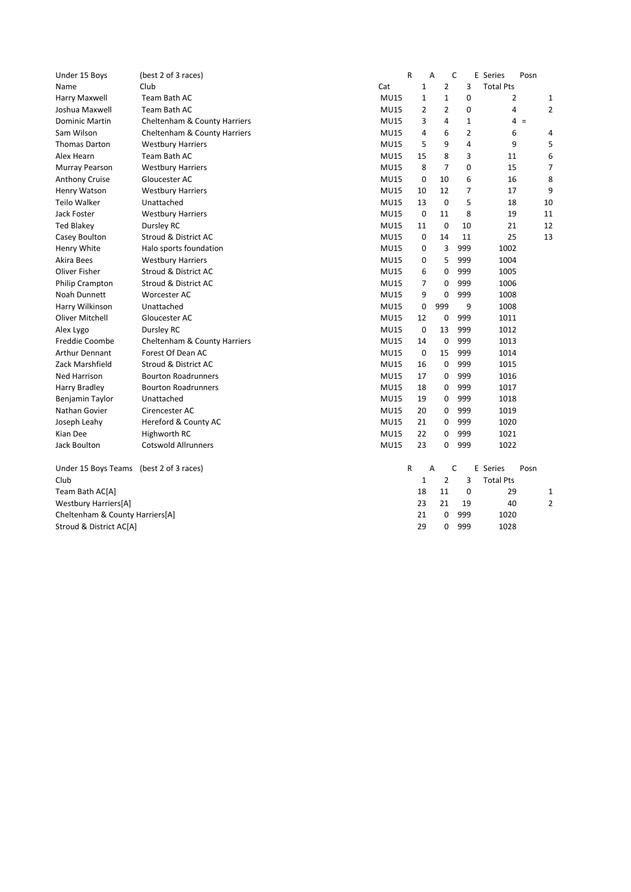| Under 15 Boys | (best 2 of 3 races) | | R | A | C | E Series | Posn |
|---|---|---|---|---|---|---|---|
| Name | Club | Cat | 1 | 2 | 3 | Total Pts | |
| Harry Maxwell | Team Bath AC | MU15 | 1 | 1 | 0 | 2 | 1 |
| Joshua Maxwell | Team Bath AC | MU15 | 2 | 2 | 0 | 4 | 2 |
| Dominic Martin | Cheltenham & County Harriers | MU15 | 3 | 4 | 1 | 4 | = |
| Sam Wilson | Cheltenham & County Harriers | MU15 | 4 | 6 | 2 | 6 | 4 |
| Thomas Darton | Westbury Harriers | MU15 | 5 | 9 | 4 | 9 | 5 |
| Alex Hearn | Team Bath AC | MU15 | 15 | 8 | 3 | 11 | 6 |
| Murray Pearson | Westbury Harriers | MU15 | 8 | 7 | 0 | 15 | 7 |
| Anthony Cruise | Gloucester AC | MU15 | 0 | 10 | 6 | 16 | 8 |
| Henry Watson | Westbury Harriers | MU15 | 10 | 12 | 7 | 17 | 9 |
| Teilo Walker | Unattached | MU15 | 13 | 0 | 5 | 18 | 10 |
| Jack Foster | Westbury Harriers | MU15 | 0 | 11 | 8 | 19 | 11 |
| Ted Blakey | Dursley RC | MU15 | 11 | 0 | 10 | 21 | 12 |
| Casey Boulton | Stroud & District AC | MU15 | 0 | 14 | 11 | 25 | 13 |
| Henry White | Halo sports foundation | MU15 | 0 | 3 | 999 | 1002 | |
| Akira Bees | Westbury Harriers | MU15 | 0 | 5 | 999 | 1004 | |
| Oliver Fisher | Stroud & District AC | MU15 | 6 | 0 | 999 | 1005 | |
| Philip Crampton | Stroud & District AC | MU15 | 7 | 0 | 999 | 1006 | |
| Noah Dunnett | Worcester AC | MU15 | 9 | 0 | 999 | 1008 | |
| Harry Wilkinson | Unattached | MU15 | 0 | 999 | 9 | 1008 | |
| Oliver Mitchell | Gloucester AC | MU15 | 12 | 0 | 999 | 1011 | |
| Alex Lygo | Dursley RC | MU15 | 0 | 13 | 999 | 1012 | |
| Freddie Coombe | Cheltenham & County Harriers | MU15 | 14 | 0 | 999 | 1013 | |
| Arthur Dennant | Forest Of Dean AC | MU15 | 0 | 15 | 999 | 1014 | |
| Zack Marshfield | Stroud & District AC | MU15 | 16 | 0 | 999 | 1015 | |
| Ned Harrison | Bourton Roadrunners | MU15 | 17 | 0 | 999 | 1016 | |
| Harry Bradley | Bourton Roadrunners | MU15 | 18 | 0 | 999 | 1017 | |
| Benjamin Taylor | Unattached | MU15 | 19 | 0 | 999 | 1018 | |
| Nathan Govier | Cirencester AC | MU15 | 20 | 0 | 999 | 1019 | |
| Joseph Leahy | Hereford & County AC | MU15 | 21 | 0 | 999 | 1020 | |
| Kian Dee | Highworth RC | MU15 | 22 | 0 | 999 | 1021 | |
| Jack Boulton | Cotswold Allrunners | MU15 | 23 | 0 | 999 | 1022 | |

| Under 15 Boys Teams (best 2 of 3 races) | R | A | C | E Series | Posn |
|---|---|---|---|---|---|
| Club | 1 | 2 | 3 | Total Pts | |
| Team Bath AC[A] | 18 | 11 | 0 | 29 | 1 |
| Westbury Harriers[A] | 23 | 21 | 19 | 40 | 2 |
| Cheltenham & County Harriers[A] | 21 | 0 | 999 | 1020 | |
| Stroud & District AC[A] | 29 | 0 | 999 | 1028 | |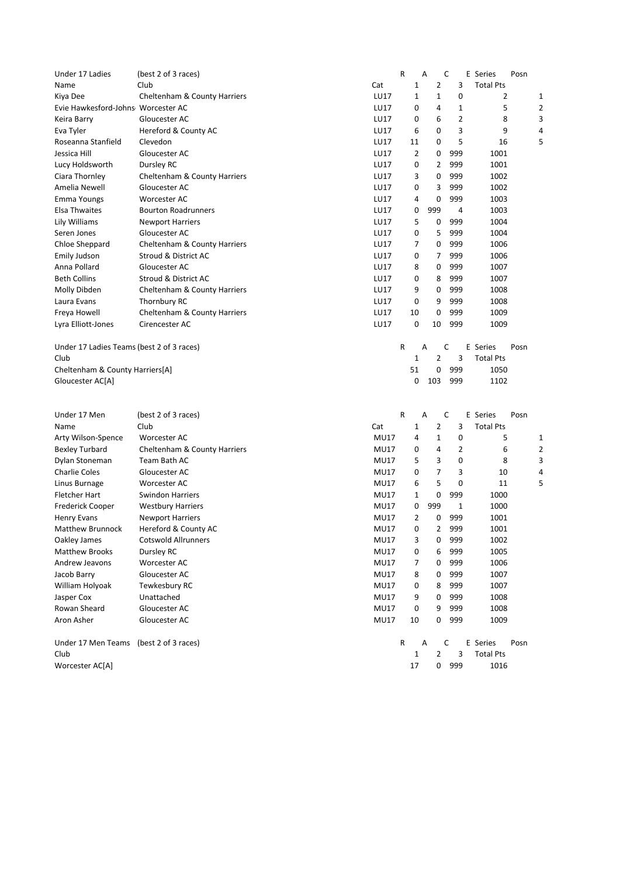| Under 17 Ladies | (best 2 of 3 races) | | R | A | C | E Series | Posn |
|---|---|---|---|---|---|---|---|
| Name | Club | Cat | 1 | 2 | 3 | Total Pts | |
| Kiya Dee | Cheltenham & County Harriers | LU17 | 1 | 1 | 0 | 2 | 1 |
| Evie Hawkesford-Johns | Worcester AC | LU17 | 0 | 4 | 1 | 5 | 2 |
| Keira Barry | Gloucester AC | LU17 | 0 | 6 | 2 | 8 | 3 |
| Eva Tyler | Hereford & County AC | LU17 | 6 | 0 | 3 | 9 | 4 |
| Roseanna Stanfield | Clevedon | LU17 | 11 | 0 | 5 | 16 | 5 |
| Jessica Hill | Gloucester AC | LU17 | 2 | 0 | 999 | 1001 | |
| Lucy Holdsworth | Dursley RC | LU17 | 0 | 2 | 999 | 1001 | |
| Ciara Thornley | Cheltenham & County Harriers | LU17 | 3 | 0 | 999 | 1002 | |
| Amelia Newell | Gloucester AC | LU17 | 0 | 3 | 999 | 1002 | |
| Emma Youngs | Worcester AC | LU17 | 4 | 0 | 999 | 1003 | |
| Elsa Thwaites | Bourton Roadrunners | LU17 | 0 | 999 | 4 | 1003 | |
| Lily Williams | Newport Harriers | LU17 | 5 | 0 | 999 | 1004 | |
| Seren Jones | Gloucester AC | LU17 | 0 | 5 | 999 | 1004 | |
| Chloe Sheppard | Cheltenham & County Harriers | LU17 | 7 | 0 | 999 | 1006 | |
| Emily Judson | Stroud & District AC | LU17 | 0 | 7 | 999 | 1006 | |
| Anna Pollard | Gloucester AC | LU17 | 8 | 0 | 999 | 1007 | |
| Beth Collins | Stroud & District AC | LU17 | 0 | 8 | 999 | 1007 | |
| Molly Dibden | Cheltenham & County Harriers | LU17 | 9 | 0 | 999 | 1008 | |
| Laura Evans | Thornbury RC | LU17 | 0 | 9 | 999 | 1008 | |
| Freya Howell | Cheltenham & County Harriers | LU17 | 10 | 0 | 999 | 1009 | |
| Lyra Elliott-Jones | Cirencester AC | LU17 | 0 | 10 | 999 | 1009 | |

| Under 17 Ladies Teams (best 2 of 3 races) | R | A | C | E Series | Posn |
|---|---|---|---|---|---|
| Club | 1 | 2 | 3 | Total Pts | |
| Cheltenham & County Harriers[A] | 51 | 0 | 999 | 1050 | |
| Gloucester AC[A] | 0 | 103 | 999 | 1102 | |

| Under 17 Men | (best 2 of 3 races) | | R | A | C | E Series | Posn |
|---|---|---|---|---|---|---|---|
| Name | Club | Cat | 1 | 2 | 3 | Total Pts | |
| Arty Wilson-Spence | Worcester AC | MU17 | 4 | 1 | 0 | 5 | 1 |
| Bexley Turbard | Cheltenham & County Harriers | MU17 | 0 | 4 | 2 | 6 | 2 |
| Dylan Stoneman | Team Bath AC | MU17 | 5 | 3 | 0 | 8 | 3 |
| Charlie Coles | Gloucester AC | MU17 | 0 | 7 | 3 | 10 | 4 |
| Linus Burnage | Worcester AC | MU17 | 6 | 5 | 0 | 11 | 5 |
| Fletcher Hart | Swindon Harriers | MU17 | 1 | 0 | 999 | 1000 | |
| Frederick Cooper | Westbury Harriers | MU17 | 0 | 999 | 1 | 1000 | |
| Henry Evans | Newport Harriers | MU17 | 2 | 0 | 999 | 1001 | |
| Matthew Brunnock | Hereford & County AC | MU17 | 0 | 2 | 999 | 1001 | |
| Oakley James | Cotswold Allrunners | MU17 | 3 | 0 | 999 | 1002 | |
| Matthew Brooks | Dursley RC | MU17 | 0 | 6 | 999 | 1005 | |
| Andrew Jeavons | Worcester AC | MU17 | 7 | 0 | 999 | 1006 | |
| Jacob Barry | Gloucester AC | MU17 | 8 | 0 | 999 | 1007 | |
| William Holyoak | Tewkesbury RC | MU17 | 0 | 8 | 999 | 1007 | |
| Jasper Cox | Unattached | MU17 | 9 | 0 | 999 | 1008 | |
| Rowan Sheard | Gloucester AC | MU17 | 0 | 9 | 999 | 1008 | |
| Aron Asher | Gloucester AC | MU17 | 10 | 0 | 999 | 1009 | |

| Under 17 Men Teams (best 2 of 3 races) | R | A | C | E Series | Posn |
|---|---|---|---|---|---|
| Club | 1 | 2 | 3 | Total Pts | |
| Worcester AC[A] | 17 | 0 | 999 | 1016 | |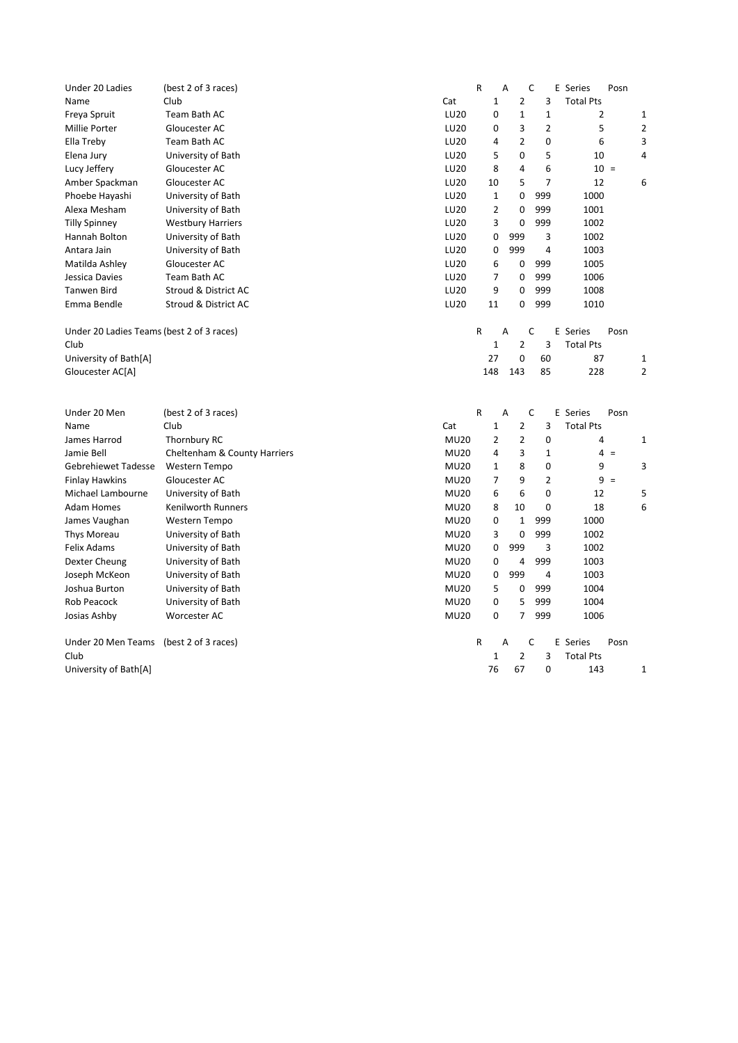| Under 20 Ladies | (best 2 of 3 races) | | R A | C | E Series | Posn |
|---|---|---|---|---|---|---|
| Name | Club | Cat | 1 2 | 3 | Total Pts | |

| Name | Club | Cat | 1 | 2 | 3 | Total Pts | Posn |
|---|---|---|---|---|---|---|---|
| Freya Spruit | Team Bath AC | LU20 | 0 | 1 | 1 | 2 | 1 |
| Millie Porter | Gloucester AC | LU20 | 0 | 3 | 2 | 5 | 2 |
| Ella Treby | Team Bath AC | LU20 | 4 | 2 | 0 | 6 | 3 |
| Elena Jury | University of Bath | LU20 | 5 | 0 | 5 | 10 | 4 |
| Lucy Jeffery | Gloucester AC | LU20 | 8 | 4 | 6 | 10 = | |
| Amber Spackman | Gloucester AC | LU20 | 10 | 5 | 7 | 12 | 6 |
| Phoebe Hayashi | University of Bath | LU20 | 1 | 0 | 999 | 1000 | |
| Alexa Mesham | University of Bath | LU20 | 2 | 0 | 999 | 1001 | |
| Tilly Spinney | Westbury Harriers | LU20 | 3 | 0 | 999 | 1002 | |
| Hannah Bolton | University of Bath | LU20 | 0 | 999 | 3 | 1002 | |
| Antara Jain | University of Bath | LU20 | 0 | 999 | 4 | 1003 | |
| Matilda Ashley | Gloucester AC | LU20 | 6 | 0 | 999 | 1005 | |
| Jessica Davies | Team Bath AC | LU20 | 7 | 0 | 999 | 1006 | |
| Tanwen Bird | Stroud & District AC | LU20 | 9 | 0 | 999 | 1008 | |
| Emma Bendle | Stroud & District AC | LU20 | 11 | 0 | 999 | 1010 | |

Under 20 Ladies Teams (best 2 of 3 races)

| Club | R 1 | A 2 | C 3 | E Series Total Pts | Posn |
|---|---|---|---|---|---|
| University of Bath[A] | 27 | 0 | 60 | 87 | 1 |
| Gloucester AC[A] | 148 | 143 | 85 | 228 | 2 |

Under 20 Men (best 2 of 3 races)

| Name | Club | Cat | R 1 | A 2 | C 3 | E Series Total Pts | Posn |
|---|---|---|---|---|---|---|---|
| James Harrod | Thornbury RC | MU20 | 2 | 2 | 0 | 4 | 1 |
| Jamie Bell | Cheltenham & County Harriers | MU20 | 4 | 3 | 1 | 4 = | |
| Gebrehiewet Tadesse | Western Tempo | MU20 | 1 | 8 | 0 | 9 | 3 |
| Finlay Hawkins | Gloucester AC | MU20 | 7 | 9 | 2 | 9 = | |
| Michael Lambourne | University of Bath | MU20 | 6 | 6 | 0 | 12 | 5 |
| Adam Homes | Kenilworth Runners | MU20 | 8 | 10 | 0 | 18 | 6 |
| James Vaughan | Western Tempo | MU20 | 0 | 1 | 999 | 1000 | |
| Thys Moreau | University of Bath | MU20 | 3 | 0 | 999 | 1002 | |
| Felix Adams | University of Bath | MU20 | 0 | 999 | 3 | 1002 | |
| Dexter Cheung | University of Bath | MU20 | 0 | 4 | 999 | 1003 | |
| Joseph McKeon | University of Bath | MU20 | 0 | 999 | 4 | 1003 | |
| Joshua Burton | University of Bath | MU20 | 5 | 0 | 999 | 1004 | |
| Rob Peacock | University of Bath | MU20 | 0 | 5 | 999 | 1004 | |
| Josias Ashby | Worcester AC | MU20 | 0 | 7 | 999 | 1006 | |

Under 20 Men Teams (best 2 of 3 races)

| Club | R 1 | A 2 | C 3 | E Series Total Pts | Posn |
|---|---|---|---|---|---|
| University of Bath[A] | 76 | 67 | 0 | 143 | 1 |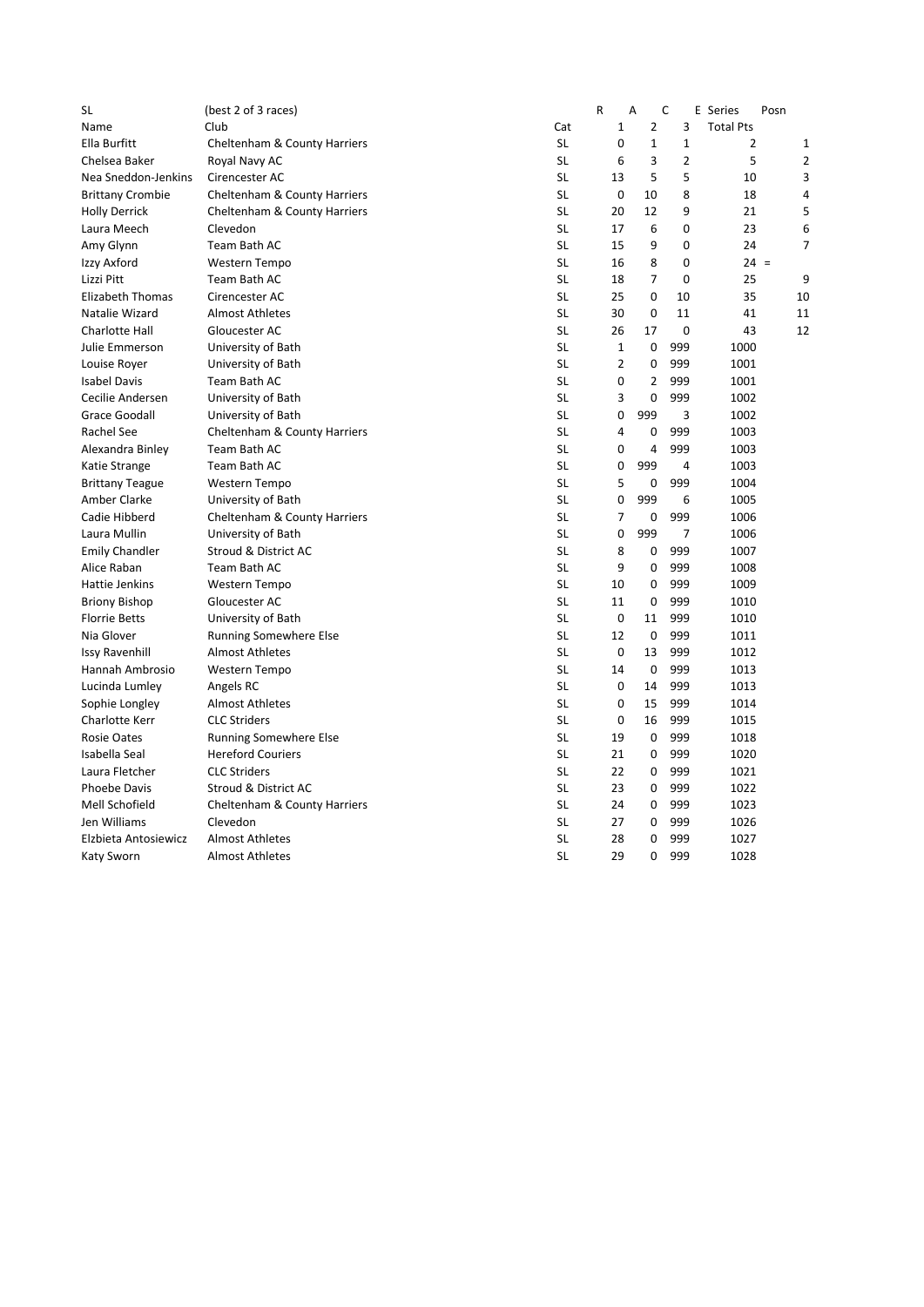| SL | (best 2 of 3 races) | | R | A | C | E Series | Posn |
|---|---|---|---|---|---|---|---|
| Name | Club | Cat | 1 | 2 | 3 | Total Pts | |
| Ella Burfitt | Cheltenham & County Harriers | SL | 0 | 1 | 1 | 2 | 1 |
| Chelsea Baker | Royal Navy AC | SL | 6 | 3 | 2 | 5 | 2 |
| Nea Sneddon-Jenkins | Cirencester AC | SL | 13 | 5 | 5 | 10 | 3 |
| Brittany Crombie | Cheltenham & County Harriers | SL | 0 | 10 | 8 | 18 | 4 |
| Holly Derrick | Cheltenham & County Harriers | SL | 20 | 12 | 9 | 21 | 5 |
| Laura Meech | Clevedon | SL | 17 | 6 | 0 | 23 | 6 |
| Amy Glynn | Team Bath AC | SL | 15 | 9 | 0 | 24 | 7 |
| Izzy Axford | Western Tempo | SL | 16 | 8 | 0 | 24 | = |
| Lizzi Pitt | Team Bath AC | SL | 18 | 7 | 0 | 25 | 9 |
| Elizabeth Thomas | Cirencester AC | SL | 25 | 0 | 10 | 35 | 10 |
| Natalie Wizard | Almost Athletes | SL | 30 | 0 | 11 | 41 | 11 |
| Charlotte Hall | Gloucester AC | SL | 26 | 17 | 0 | 43 | 12 |
| Julie Emmerson | University of Bath | SL | 1 | 0 | 999 | 1000 | |
| Louise Royer | University of Bath | SL | 2 | 0 | 999 | 1001 | |
| Isabel Davis | Team Bath AC | SL | 0 | 2 | 999 | 1001 | |
| Cecilie Andersen | University of Bath | SL | 3 | 0 | 999 | 1002 | |
| Grace Goodall | University of Bath | SL | 0 | 999 | 3 | 1002 | |
| Rachel See | Cheltenham & County Harriers | SL | 4 | 0 | 999 | 1003 | |
| Alexandra Binley | Team Bath AC | SL | 0 | 4 | 999 | 1003 | |
| Katie Strange | Team Bath AC | SL | 0 | 999 | 4 | 1003 | |
| Brittany Teague | Western Tempo | SL | 5 | 0 | 999 | 1004 | |
| Amber Clarke | University of Bath | SL | 0 | 999 | 6 | 1005 | |
| Cadie Hibberd | Cheltenham & County Harriers | SL | 7 | 0 | 999 | 1006 | |
| Laura Mullin | University of Bath | SL | 0 | 999 | 7 | 1006 | |
| Emily Chandler | Stroud & District AC | SL | 8 | 0 | 999 | 1007 | |
| Alice Raban | Team Bath AC | SL | 9 | 0 | 999 | 1008 | |
| Hattie Jenkins | Western Tempo | SL | 10 | 0 | 999 | 1009 | |
| Briony Bishop | Gloucester AC | SL | 11 | 0 | 999 | 1010 | |
| Florrie Betts | University of Bath | SL | 0 | 11 | 999 | 1010 | |
| Nia Glover | Running Somewhere Else | SL | 12 | 0 | 999 | 1011 | |
| Issy Ravenhill | Almost Athletes | SL | 0 | 13 | 999 | 1012 | |
| Hannah Ambrosio | Western Tempo | SL | 14 | 0 | 999 | 1013 | |
| Lucinda Lumley | Angels RC | SL | 0 | 14 | 999 | 1013 | |
| Sophie Longley | Almost Athletes | SL | 0 | 15 | 999 | 1014 | |
| Charlotte Kerr | CLC Striders | SL | 0 | 16 | 999 | 1015 | |
| Rosie Oates | Running Somewhere Else | SL | 19 | 0 | 999 | 1018 | |
| Isabella Seal | Hereford Couriers | SL | 21 | 0 | 999 | 1020 | |
| Laura Fletcher | CLC Striders | SL | 22 | 0 | 999 | 1021 | |
| Phoebe Davis | Stroud & District AC | SL | 23 | 0 | 999 | 1022 | |
| Mell Schofield | Cheltenham & County Harriers | SL | 24 | 0 | 999 | 1023 | |
| Jen Williams | Clevedon | SL | 27 | 0 | 999 | 1026 | |
| Elzbieta Antosiewicz | Almost Athletes | SL | 28 | 0 | 999 | 1027 | |
| Katy Sworn | Almost Athletes | SL | 29 | 0 | 999 | 1028 | |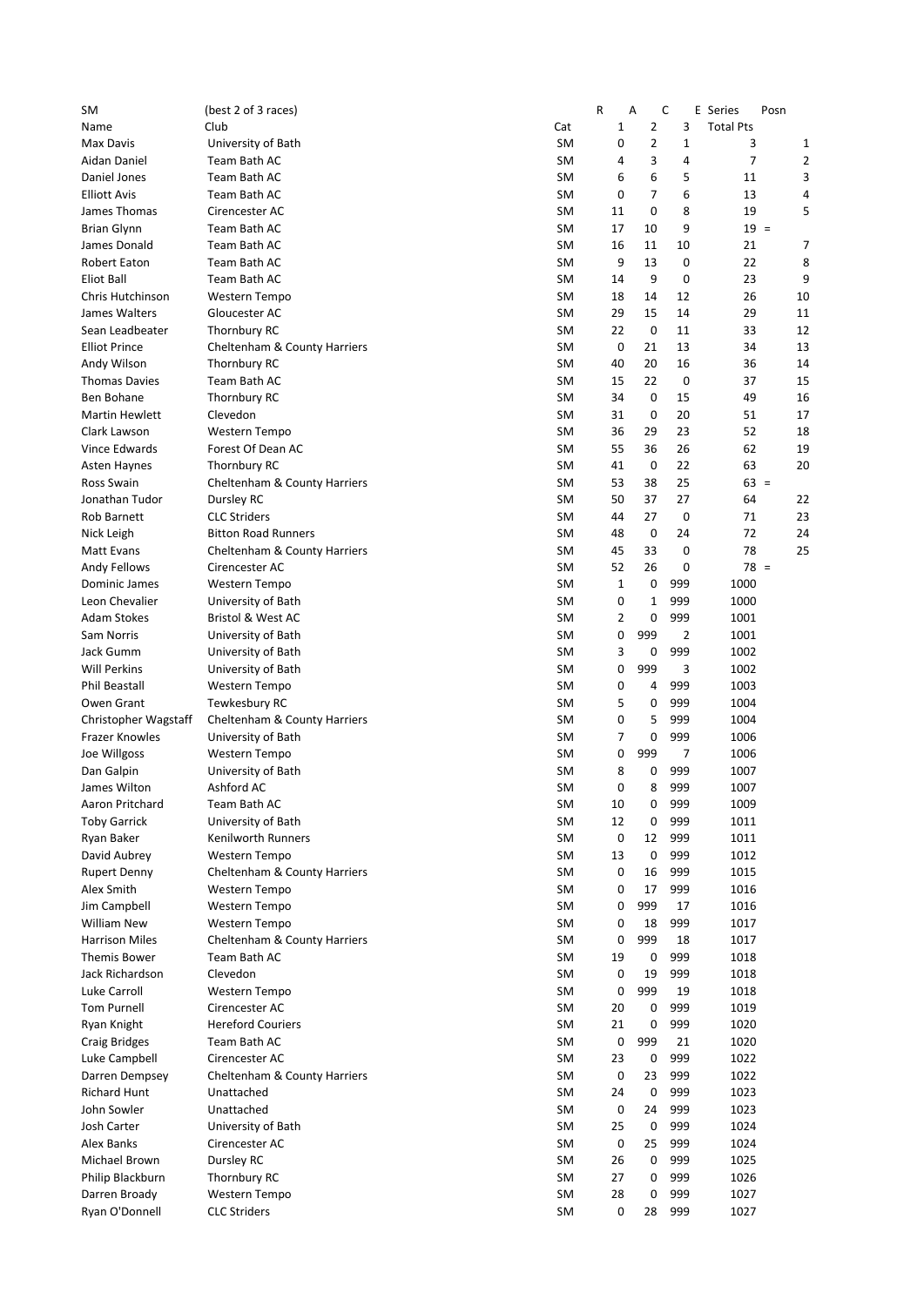| SM | (best 2 of 3 races) | | R | A | C | E Series | Posn |
|---|---|---|---|---|---|---|---|
| Name | Club | Cat | 1 | 2 | 3 | Total Pts | |
| Max Davis | University of Bath | SM | 0 | 2 | 1 | 3 | 1 |
| Aidan Daniel | Team Bath AC | SM | 4 | 3 | 4 | 7 | 2 |
| Daniel Jones | Team Bath AC | SM | 6 | 6 | 5 | 11 | 3 |
| Elliott Avis | Team Bath AC | SM | 0 | 7 | 6 | 13 | 4 |
| James Thomas | Cirencester AC | SM | 11 | 0 | 8 | 19 | 5 |
| Brian Glynn | Team Bath AC | SM | 17 | 10 | 9 | 19 = | |
| James Donald | Team Bath AC | SM | 16 | 11 | 10 | 21 | 7 |
| Robert Eaton | Team Bath AC | SM | 9 | 13 | 0 | 22 | 8 |
| Eliot Ball | Team Bath AC | SM | 14 | 9 | 0 | 23 | 9 |
| Chris Hutchinson | Western Tempo | SM | 18 | 14 | 12 | 26 | 10 |
| James Walters | Gloucester AC | SM | 29 | 15 | 14 | 29 | 11 |
| Sean Leadbeater | Thornbury RC | SM | 22 | 0 | 11 | 33 | 12 |
| Elliot Prince | Cheltenham & County Harriers | SM | 0 | 21 | 13 | 34 | 13 |
| Andy Wilson | Thornbury RC | SM | 40 | 20 | 16 | 36 | 14 |
| Thomas Davies | Team Bath AC | SM | 15 | 22 | 0 | 37 | 15 |
| Ben Bohane | Thornbury RC | SM | 34 | 0 | 15 | 49 | 16 |
| Martin Hewlett | Clevedon | SM | 31 | 0 | 20 | 51 | 17 |
| Clark Lawson | Western Tempo | SM | 36 | 29 | 23 | 52 | 18 |
| Vince Edwards | Forest Of Dean AC | SM | 55 | 36 | 26 | 62 | 19 |
| Asten Haynes | Thornbury RC | SM | 41 | 0 | 22 | 63 | 20 |
| Ross Swain | Cheltenham & County Harriers | SM | 53 | 38 | 25 | 63 = | |
| Jonathan Tudor | Dursley RC | SM | 50 | 37 | 27 | 64 | 22 |
| Rob Barnett | CLC Striders | SM | 44 | 27 | 0 | 71 | 23 |
| Nick Leigh | Bitton Road Runners | SM | 48 | 0 | 24 | 72 | 24 |
| Matt Evans | Cheltenham & County Harriers | SM | 45 | 33 | 0 | 78 | 25 |
| Andy Fellows | Cirencester AC | SM | 52 | 26 | 0 | 78 = | |
| Dominic James | Western Tempo | SM | 1 | 0 | 999 | 1000 | |
| Leon Chevalier | University of Bath | SM | 0 | 1 | 999 | 1000 | |
| Adam Stokes | Bristol & West AC | SM | 2 | 0 | 999 | 1001 | |
| Sam Norris | University of Bath | SM | 0 | 999 | 2 | 1001 | |
| Jack Gumm | University of Bath | SM | 3 | 0 | 999 | 1002 | |
| Will Perkins | University of Bath | SM | 0 | 999 | 3 | 1002 | |
| Phil Beastall | Western Tempo | SM | 0 | 4 | 999 | 1003 | |
| Owen Grant | Tewkesbury RC | SM | 5 | 0 | 999 | 1004 | |
| Christopher Wagstaff | Cheltenham & County Harriers | SM | 0 | 5 | 999 | 1004 | |
| Frazer Knowles | University of Bath | SM | 7 | 0 | 999 | 1006 | |
| Joe Willgoss | Western Tempo | SM | 0 | 999 | 7 | 1006 | |
| Dan Galpin | University of Bath | SM | 8 | 0 | 999 | 1007 | |
| James Wilton | Ashford AC | SM | 0 | 8 | 999 | 1007 | |
| Aaron Pritchard | Team Bath AC | SM | 10 | 0 | 999 | 1009 | |
| Toby Garrick | University of Bath | SM | 12 | 0 | 999 | 1011 | |
| Ryan Baker | Kenilworth Runners | SM | 0 | 12 | 999 | 1011 | |
| David Aubrey | Western Tempo | SM | 13 | 0 | 999 | 1012 | |
| Rupert Denny | Cheltenham & County Harriers | SM | 0 | 16 | 999 | 1015 | |
| Alex Smith | Western Tempo | SM | 0 | 17 | 999 | 1016 | |
| Jim Campbell | Western Tempo | SM | 0 | 999 | 17 | 1016 | |
| William New | Western Tempo | SM | 0 | 18 | 999 | 1017 | |
| Harrison Miles | Cheltenham & County Harriers | SM | 0 | 999 | 18 | 1017 | |
| Themis Bower | Team Bath AC | SM | 19 | 0 | 999 | 1018 | |
| Jack Richardson | Clevedon | SM | 0 | 19 | 999 | 1018 | |
| Luke Carroll | Western Tempo | SM | 0 | 999 | 19 | 1018 | |
| Tom Purnell | Cirencester AC | SM | 20 | 0 | 999 | 1019 | |
| Ryan Knight | Hereford Couriers | SM | 21 | 0 | 999 | 1020 | |
| Craig Bridges | Team Bath AC | SM | 0 | 999 | 21 | 1020 | |
| Luke Campbell | Cirencester AC | SM | 23 | 0 | 999 | 1022 | |
| Darren Dempsey | Cheltenham & County Harriers | SM | 0 | 23 | 999 | 1022 | |
| Richard Hunt | Unattached | SM | 24 | 0 | 999 | 1023 | |
| John Sowler | Unattached | SM | 0 | 24 | 999 | 1023 | |
| Josh Carter | University of Bath | SM | 25 | 0 | 999 | 1024 | |
| Alex Banks | Cirencester AC | SM | 0 | 25 | 999 | 1024 | |
| Michael Brown | Dursley RC | SM | 26 | 0 | 999 | 1025 | |
| Philip Blackburn | Thornbury RC | SM | 27 | 0 | 999 | 1026 | |
| Darren Broady | Western Tempo | SM | 28 | 0 | 999 | 1027 | |
| Ryan O'Donnell | CLC Striders | SM | 0 | 28 | 999 | 1027 | |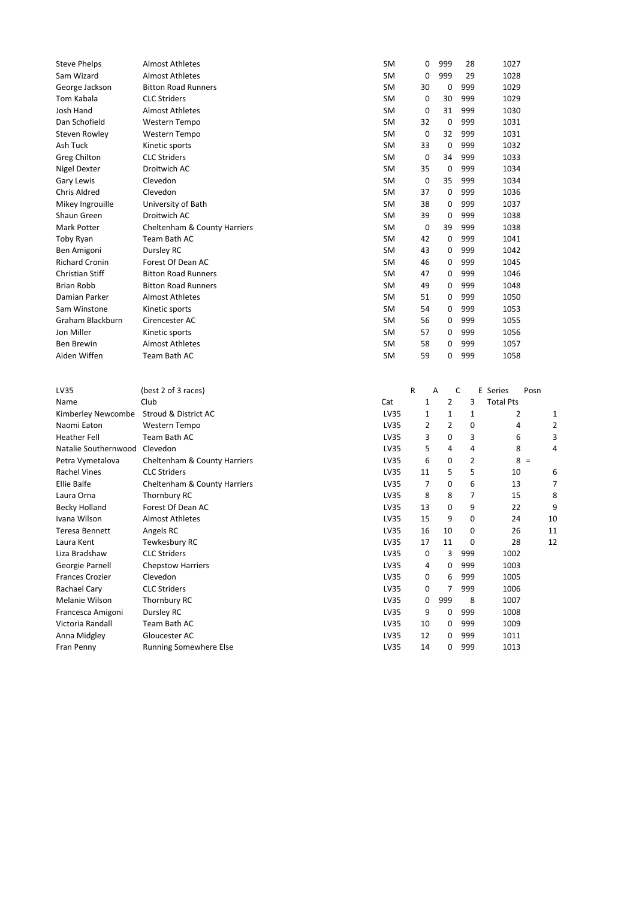| | | | | | | | |
|---|---|---|---|---|---|---|---|
| Steve Phelps | Almost Athletes | SM | 0 | 999 | 28 | 1027 | |
| Sam Wizard | Almost Athletes | SM | 0 | 999 | 29 | 1028 | |
| George Jackson | Bitton Road Runners | SM | 30 | 0 | 999 | 1029 | |
| Tom Kabala | CLC Striders | SM | 0 | 30 | 999 | 1029 | |
| Josh Hand | Almost Athletes | SM | 0 | 31 | 999 | 1030 | |
| Dan Schofield | Western Tempo | SM | 32 | 0 | 999 | 1031 | |
| Steven Rowley | Western Tempo | SM | 0 | 32 | 999 | 1031 | |
| Ash Tuck | Kinetic sports | SM | 33 | 0 | 999 | 1032 | |
| Greg Chilton | CLC Striders | SM | 0 | 34 | 999 | 1033 | |
| Nigel Dexter | Droitwich AC | SM | 35 | 0 | 999 | 1034 | |
| Gary Lewis | Clevedon | SM | 0 | 35 | 999 | 1034 | |
| Chris Aldred | Clevedon | SM | 37 | 0 | 999 | 1036 | |
| Mikey Ingrouille | University of Bath | SM | 38 | 0 | 999 | 1037 | |
| Shaun Green | Droitwich AC | SM | 39 | 0 | 999 | 1038 | |
| Mark Potter | Cheltenham & County Harriers | SM | 0 | 39 | 999 | 1038 | |
| Toby Ryan | Team Bath AC | SM | 42 | 0 | 999 | 1041 | |
| Ben Amigoni | Dursley RC | SM | 43 | 0 | 999 | 1042 | |
| Richard Cronin | Forest Of Dean AC | SM | 46 | 0 | 999 | 1045 | |
| Christian Stiff | Bitton Road Runners | SM | 47 | 0 | 999 | 1046 | |
| Brian Robb | Bitton Road Runners | SM | 49 | 0 | 999 | 1048 | |
| Damian Parker | Almost Athletes | SM | 51 | 0 | 999 | 1050 | |
| Sam Winstone | Kinetic sports | SM | 54 | 0 | 999 | 1053 | |
| Graham Blackburn | Cirencester AC | SM | 56 | 0 | 999 | 1055 | |
| Jon Miller | Kinetic sports | SM | 57 | 0 | 999 | 1056 | |
| Ben Brewin | Almost Athletes | SM | 58 | 0 | 999 | 1057 | |
| Aiden Wiffen | Team Bath AC | SM | 59 | 0 | 999 | 1058 | |

| LV35 | (best 2 of 3 races) | | R A | C | E | Series | Posn |
|---|---|---|---|---|---|---|---|
| Name | Club | Cat | 1 | 2 | 3 | Total Pts | |
| Kimberley Newcombe | Stroud & District AC | LV35 | 1 | 1 | 1 | 2 | 1 |
| Naomi Eaton | Western Tempo | LV35 | 2 | 2 | 0 | 4 | 2 |
| Heather Fell | Team Bath AC | LV35 | 3 | 0 | 3 | 6 | 3 |
| Natalie Southernwood | Clevedon | LV35 | 5 | 4 | 4 | 8 | 4 |
| Petra Vymetalova | Cheltenham & County Harriers | LV35 | 6 | 0 | 2 | 8 | = |
| Rachel Vines | CLC Striders | LV35 | 11 | 5 | 5 | 10 | 6 |
| Ellie Balfe | Cheltenham & County Harriers | LV35 | 7 | 0 | 6 | 13 | 7 |
| Laura Orna | Thornbury RC | LV35 | 8 | 8 | 7 | 15 | 8 |
| Becky Holland | Forest Of Dean AC | LV35 | 13 | 0 | 9 | 22 | 9 |
| Ivana Wilson | Almost Athletes | LV35 | 15 | 9 | 0 | 24 | 10 |
| Teresa Bennett | Angels RC | LV35 | 16 | 10 | 0 | 26 | 11 |
| Laura Kent | Tewkesbury RC | LV35 | 17 | 11 | 0 | 28 | 12 |
| Liza Bradshaw | CLC Striders | LV35 | 0 | 3 | 999 | 1002 | |
| Georgie Parnell | Chepstow Harriers | LV35 | 4 | 0 | 999 | 1003 | |
| Frances Crozier | Clevedon | LV35 | 0 | 6 | 999 | 1005 | |
| Rachael Cary | CLC Striders | LV35 | 0 | 7 | 999 | 1006 | |
| Melanie Wilson | Thornbury RC | LV35 | 0 | 999 | 8 | 1007 | |
| Francesca Amigoni | Dursley RC | LV35 | 9 | 0 | 999 | 1008 | |
| Victoria Randall | Team Bath AC | LV35 | 10 | 0 | 999 | 1009 | |
| Anna Midgley | Gloucester AC | LV35 | 12 | 0 | 999 | 1011 | |
| Fran Penny | Running Somewhere Else | LV35 | 14 | 0 | 999 | 1013 | |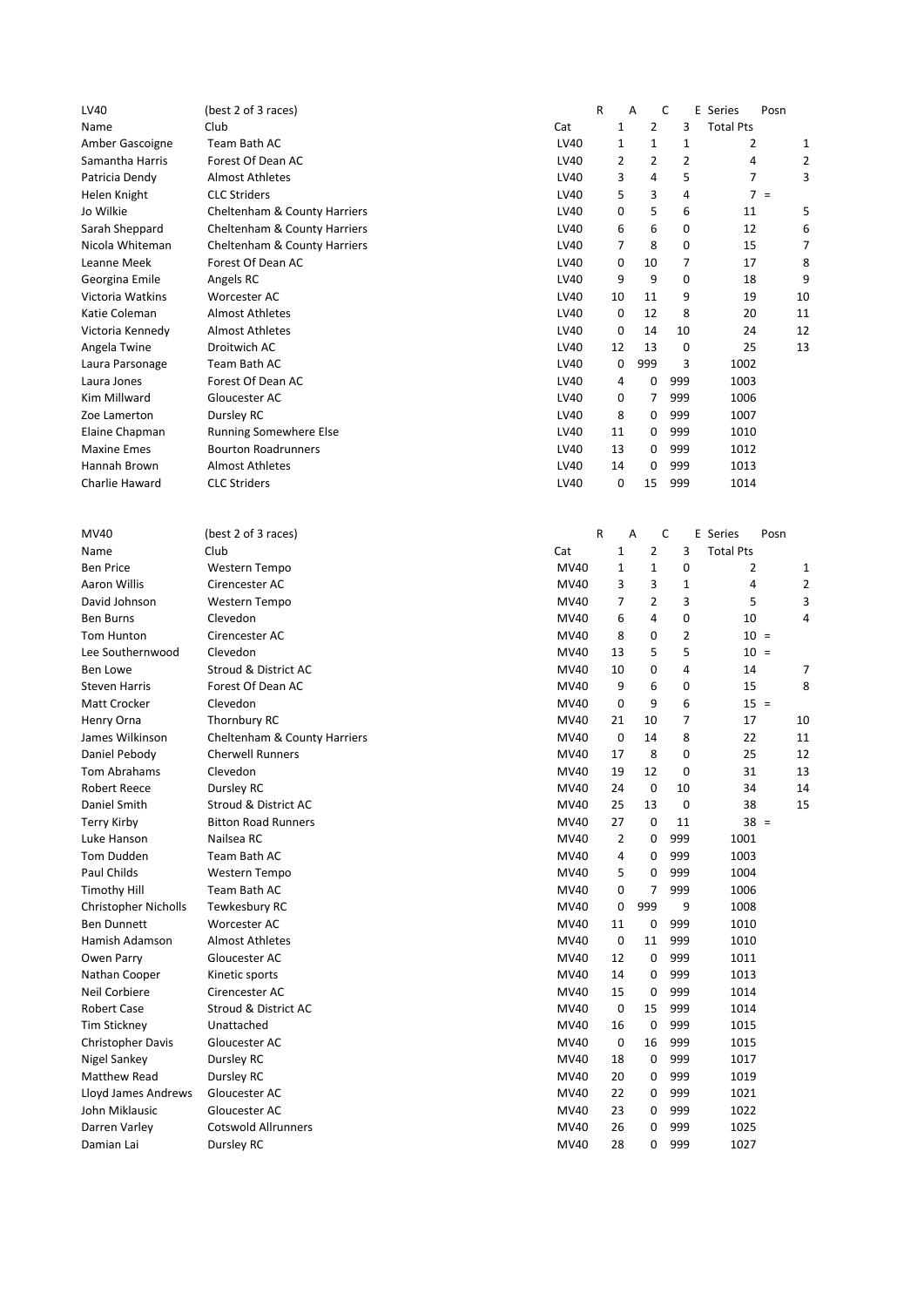| LV40 | (best 2 of 3 races) | | R | A | C | E Series | Posn |
|---|---|---|---|---|---|---|---|
| Name | Club | Cat | 1 | 2 | 3 | Total Pts | |
| Amber Gascoigne | Team Bath AC | LV40 | 1 | 1 | 1 | 2 | 1 |
| Samantha Harris | Forest Of Dean AC | LV40 | 2 | 2 | 2 | 4 | 2 |
| Patricia Dendy | Almost Athletes | LV40 | 3 | 4 | 5 | 7 | 3 |
| Helen Knight | CLC Striders | LV40 | 5 | 3 | 4 | 7 | = |
| Jo Wilkie | Cheltenham & County Harriers | LV40 | 0 | 5 | 6 | 11 | 5 |
| Sarah Sheppard | Cheltenham & County Harriers | LV40 | 6 | 6 | 0 | 12 | 6 |
| Nicola Whiteman | Cheltenham & County Harriers | LV40 | 7 | 8 | 0 | 15 | 7 |
| Leanne Meek | Forest Of Dean AC | LV40 | 0 | 10 | 7 | 17 | 8 |
| Georgina Emile | Angels RC | LV40 | 9 | 9 | 0 | 18 | 9 |
| Victoria Watkins | Worcester AC | LV40 | 10 | 11 | 9 | 19 | 10 |
| Katie Coleman | Almost Athletes | LV40 | 0 | 12 | 8 | 20 | 11 |
| Victoria Kennedy | Almost Athletes | LV40 | 0 | 14 | 10 | 24 | 12 |
| Angela Twine | Droitwich AC | LV40 | 12 | 13 | 0 | 25 | 13 |
| Laura Parsonage | Team Bath AC | LV40 | 0 | 999 | 3 | 1002 | |
| Laura Jones | Forest Of Dean AC | LV40 | 4 | 0 | 999 | 1003 | |
| Kim Millward | Gloucester AC | LV40 | 0 | 7 | 999 | 1006 | |
| Zoe Lamerton | Dursley RC | LV40 | 8 | 0 | 999 | 1007 | |
| Elaine Chapman | Running Somewhere Else | LV40 | 11 | 0 | 999 | 1010 | |
| Maxine Emes | Bourton Roadrunners | LV40 | 13 | 0 | 999 | 1012 | |
| Hannah Brown | Almost Athletes | LV40 | 14 | 0 | 999 | 1013 | |
| Charlie Haward | CLC Striders | LV40 | 0 | 15 | 999 | 1014 | |

| MV40 | (best 2 of 3 races) | | R | A | C | E Series | Posn |
|---|---|---|---|---|---|---|---|
| Name | Club | Cat | 1 | 2 | 3 | Total Pts | |
| Ben Price | Western Tempo | MV40 | 1 | 1 | 0 | 2 | 1 |
| Aaron Willis | Cirencester AC | MV40 | 3 | 3 | 1 | 4 | 2 |
| David Johnson | Western Tempo | MV40 | 7 | 2 | 3 | 5 | 3 |
| Ben Burns | Clevedon | MV40 | 6 | 4 | 0 | 10 | 4 |
| Tom Hunton | Cirencester AC | MV40 | 8 | 0 | 2 | 10 | = |
| Lee Southernwood | Clevedon | MV40 | 13 | 5 | 5 | 10 | = |
| Ben Lowe | Stroud & District AC | MV40 | 10 | 0 | 4 | 14 | 7 |
| Steven Harris | Forest Of Dean AC | MV40 | 9 | 6 | 0 | 15 | 8 |
| Matt Crocker | Clevedon | MV40 | 0 | 9 | 6 | 15 | = |
| Henry Orna | Thornbury RC | MV40 | 21 | 10 | 7 | 17 | 10 |
| James Wilkinson | Cheltenham & County Harriers | MV40 | 0 | 14 | 8 | 22 | 11 |
| Daniel Pebody | Cherwell Runners | MV40 | 17 | 8 | 0 | 25 | 12 |
| Tom Abrahams | Clevedon | MV40 | 19 | 12 | 0 | 31 | 13 |
| Robert Reece | Dursley RC | MV40 | 24 | 0 | 10 | 34 | 14 |
| Daniel Smith | Stroud & District AC | MV40 | 25 | 13 | 0 | 38 | 15 |
| Terry Kirby | Bitton Road Runners | MV40 | 27 | 0 | 11 | 38 | = |
| Luke Hanson | Nailsea RC | MV40 | 2 | 0 | 999 | 1001 | |
| Tom Dudden | Team Bath AC | MV40 | 4 | 0 | 999 | 1003 | |
| Paul Childs | Western Tempo | MV40 | 5 | 0 | 999 | 1004 | |
| Timothy Hill | Team Bath AC | MV40 | 0 | 7 | 999 | 1006 | |
| Christopher Nicholls | Tewkesbury RC | MV40 | 0 | 999 | 9 | 1008 | |
| Ben Dunnett | Worcester AC | MV40 | 11 | 0 | 999 | 1010 | |
| Hamish Adamson | Almost Athletes | MV40 | 0 | 11 | 999 | 1010 | |
| Owen Parry | Gloucester AC | MV40 | 12 | 0 | 999 | 1011 | |
| Nathan Cooper | Kinetic sports | MV40 | 14 | 0 | 999 | 1013 | |
| Neil Corbiere | Cirencester AC | MV40 | 15 | 0 | 999 | 1014 | |
| Robert Case | Stroud & District AC | MV40 | 0 | 15 | 999 | 1014 | |
| Tim Stickney | Unattached | MV40 | 16 | 0 | 999 | 1015 | |
| Christopher Davis | Gloucester AC | MV40 | 0 | 16 | 999 | 1015 | |
| Nigel Sankey | Dursley RC | MV40 | 18 | 0 | 999 | 1017 | |
| Matthew Read | Dursley RC | MV40 | 20 | 0 | 999 | 1019 | |
| Lloyd James Andrews | Gloucester AC | MV40 | 22 | 0 | 999 | 1021 | |
| John Miklausic | Gloucester AC | MV40 | 23 | 0 | 999 | 1022 | |
| Darren Varley | Cotswold Allrunners | MV40 | 26 | 0 | 999 | 1025 | |
| Damian Lai | Dursley RC | MV40 | 28 | 0 | 999 | 1027 | |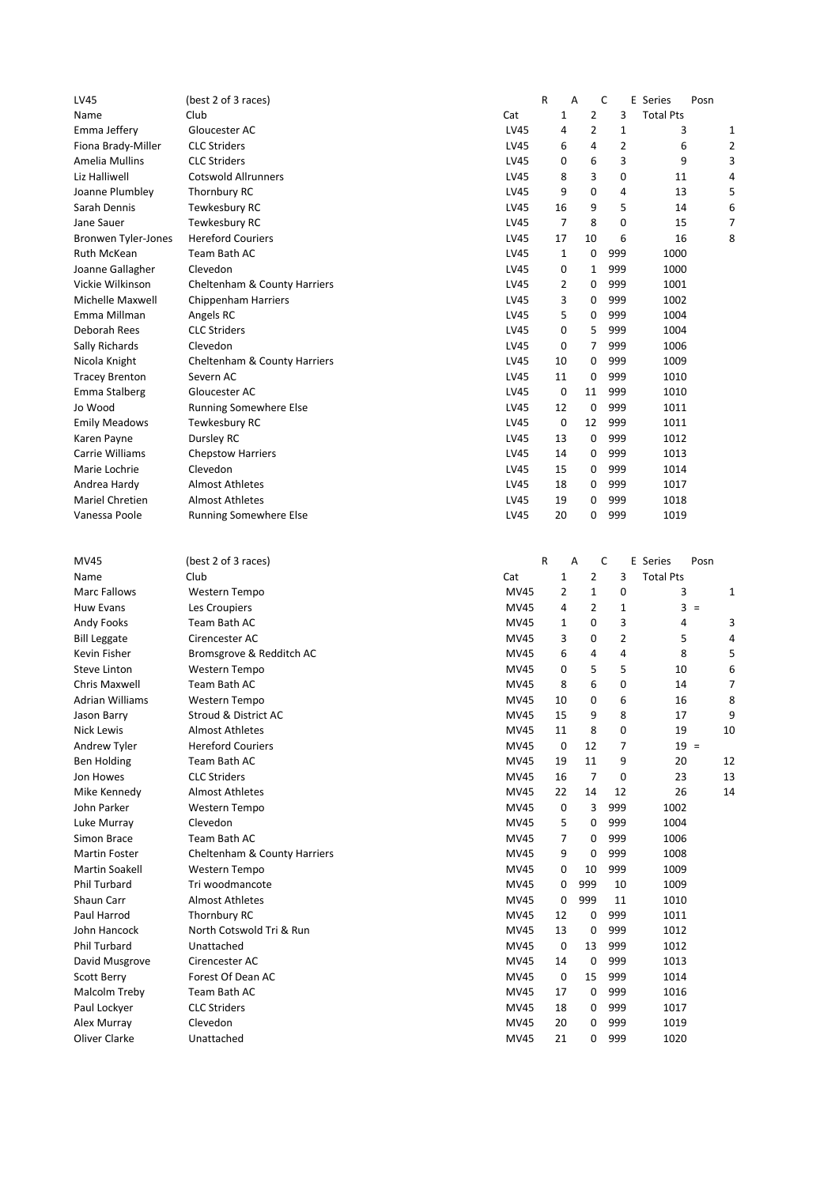| LV45 | (best 2 of 3 races) | | R | A | C | E Series | Posn |
|---|---|---|---|---|---|---|---|
| Name | Club | Cat | 1 | 2 | 3 | Total Pts | |
| Emma Jeffery | Gloucester AC | LV45 | 4 | 2 | 1 | 3 | 1 |
| Fiona Brady-Miller | CLC Striders | LV45 | 6 | 4 | 2 | 6 | 2 |
| Amelia Mullins | CLC Striders | LV45 | 0 | 6 | 3 | 9 | 3 |
| Liz Halliwell | Cotswold Allrunners | LV45 | 8 | 3 | 0 | 11 | 4 |
| Joanne Plumbley | Thornbury RC | LV45 | 9 | 0 | 4 | 13 | 5 |
| Sarah Dennis | Tewkesbury RC | LV45 | 16 | 9 | 5 | 14 | 6 |
| Jane Sauer | Tewkesbury RC | LV45 | 7 | 8 | 0 | 15 | 7 |
| Bronwen Tyler-Jones | Hereford Couriers | LV45 | 17 | 10 | 6 | 16 | 8 |
| Ruth McKean | Team Bath AC | LV45 | 1 | 0 | 999 | 1000 | |
| Joanne Gallagher | Clevedon | LV45 | 0 | 1 | 999 | 1000 | |
| Vickie Wilkinson | Cheltenham & County Harriers | LV45 | 2 | 0 | 999 | 1001 | |
| Michelle Maxwell | Chippenham Harriers | LV45 | 3 | 0 | 999 | 1002 | |
| Emma Millman | Angels RC | LV45 | 5 | 0 | 999 | 1004 | |
| Deborah Rees | CLC Striders | LV45 | 0 | 5 | 999 | 1004 | |
| Sally Richards | Clevedon | LV45 | 0 | 7 | 999 | 1006 | |
| Nicola Knight | Cheltenham & County Harriers | LV45 | 10 | 0 | 999 | 1009 | |
| Tracey Brenton | Severn AC | LV45 | 11 | 0 | 999 | 1010 | |
| Emma Stalberg | Gloucester AC | LV45 | 0 | 11 | 999 | 1010 | |
| Jo Wood | Running Somewhere Else | LV45 | 12 | 0 | 999 | 1011 | |
| Emily Meadows | Tewkesbury RC | LV45 | 0 | 12 | 999 | 1011 | |
| Karen Payne | Dursley RC | LV45 | 13 | 0 | 999 | 1012 | |
| Carrie Williams | Chepstow Harriers | LV45 | 14 | 0 | 999 | 1013 | |
| Marie Lochrie | Clevedon | LV45 | 15 | 0 | 999 | 1014 | |
| Andrea Hardy | Almost Athletes | LV45 | 18 | 0 | 999 | 1017 | |
| Mariel Chretien | Almost Athletes | LV45 | 19 | 0 | 999 | 1018 | |
| Vanessa Poole | Running Somewhere Else | LV45 | 20 | 0 | 999 | 1019 | |

| MV45 | (best 2 of 3 races) | | R | A | C | E Series | Posn |
|---|---|---|---|---|---|---|---|
| Name | Club | Cat | 1 | 2 | 3 | Total Pts | |
| Marc Fallows | Western Tempo | MV45 | 2 | 1 | 0 | 3 | 1 |
| Huw Evans | Les Croupiers | MV45 | 4 | 2 | 1 | 3 | = |
| Andy Fooks | Team Bath AC | MV45 | 1 | 0 | 3 | 4 | 3 |
| Bill Leggate | Cirencester AC | MV45 | 3 | 0 | 2 | 5 | 4 |
| Kevin Fisher | Bromsgrove & Redditch AC | MV45 | 6 | 4 | 4 | 8 | 5 |
| Steve Linton | Western Tempo | MV45 | 0 | 5 | 5 | 10 | 6 |
| Chris Maxwell | Team Bath AC | MV45 | 8 | 6 | 0 | 14 | 7 |
| Adrian Williams | Western Tempo | MV45 | 10 | 0 | 6 | 16 | 8 |
| Jason Barry | Stroud & District AC | MV45 | 15 | 9 | 8 | 17 | 9 |
| Nick Lewis | Almost Athletes | MV45 | 11 | 8 | 0 | 19 | 10 |
| Andrew Tyler | Hereford Couriers | MV45 | 0 | 12 | 7 | 19 | = |
| Ben Holding | Team Bath AC | MV45 | 19 | 11 | 9 | 20 | 12 |
| Jon Howes | CLC Striders | MV45 | 16 | 7 | 0 | 23 | 13 |
| Mike Kennedy | Almost Athletes | MV45 | 22 | 14 | 12 | 26 | 14 |
| John Parker | Western Tempo | MV45 | 0 | 3 | 999 | 1002 | |
| Luke Murray | Clevedon | MV45 | 5 | 0 | 999 | 1004 | |
| Simon Brace | Team Bath AC | MV45 | 7 | 0 | 999 | 1006 | |
| Martin Foster | Cheltenham & County Harriers | MV45 | 9 | 0 | 999 | 1008 | |
| Martin Soakell | Western Tempo | MV45 | 0 | 10 | 999 | 1009 | |
| Phil Turbard | Tri woodmancote | MV45 | 0 | 999 | 10 | 1009 | |
| Shaun Carr | Almost Athletes | MV45 | 0 | 999 | 11 | 1010 | |
| Paul Harrod | Thornbury RC | MV45 | 12 | 0 | 999 | 1011 | |
| John Hancock | North Cotswold Tri & Run | MV45 | 13 | 0 | 999 | 1012 | |
| Phil Turbard | Unattached | MV45 | 0 | 13 | 999 | 1012 | |
| David Musgrove | Cirencester AC | MV45 | 14 | 0 | 999 | 1013 | |
| Scott Berry | Forest Of Dean AC | MV45 | 0 | 15 | 999 | 1014 | |
| Malcolm Treby | Team Bath AC | MV45 | 17 | 0 | 999 | 1016 | |
| Paul Lockyer | CLC Striders | MV45 | 18 | 0 | 999 | 1017 | |
| Alex Murray | Clevedon | MV45 | 20 | 0 | 999 | 1019 | |
| Oliver Clarke | Unattached | MV45 | 21 | 0 | 999 | 1020 | |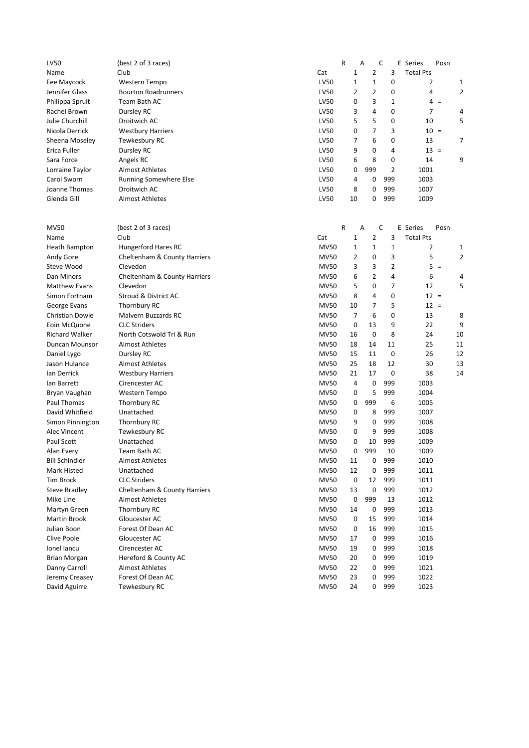| LV50 | (best 2 of 3 races) | | R | A | C | E Series | Posn |
|---|---|---|---|---|---|---|---|
| Name | Club | Cat | 1 | 2 | 3 | Total Pts | |
| Fee Maycock | Western Tempo | LV50 | 1 | 1 | 0 | 2 | 1 |
| Jennifer Glass | Bourton Roadrunners | LV50 | 2 | 2 | 0 | 4 | 2 |
| Philippa Spruit | Team Bath AC | LV50 | 0 | 3 | 1 | 4 = | |
| Rachel Brown | Dursley RC | LV50 | 3 | 4 | 0 | 7 | 4 |
| Julie Churchill | Droitwich AC | LV50 | 5 | 5 | 0 | 10 | 5 |
| Nicola Derrick | Westbury Harriers | LV50 | 0 | 7 | 3 | 10 = | |
| Sheena Moseley | Tewkesbury RC | LV50 | 7 | 6 | 0 | 13 | 7 |
| Erica Fuller | Dursley RC | LV50 | 9 | 0 | 4 | 13 = | |
| Sara Force | Angels RC | LV50 | 6 | 8 | 0 | 14 | 9 |
| Lorraine Taylor | Almost Athletes | LV50 | 0 | 999 | 2 | 1001 | |
| Carol Sworn | Running Somewhere Else | LV50 | 4 | 0 | 999 | 1003 | |
| Joanne Thomas | Droitwich AC | LV50 | 8 | 0 | 999 | 1007 | |
| Glenda Gill | Almost Athletes | LV50 | 10 | 0 | 999 | 1009 | |

| MV50 | (best 2 of 3 races) | | R | A | C | E Series | Posn |
|---|---|---|---|---|---|---|---|
| Name | Club | Cat | 1 | 2 | 3 | Total Pts | |
| Heath Bampton | Hungerford Hares RC | MV50 | 1 | 1 | 1 | 2 | 1 |
| Andy Gore | Cheltenham & County Harriers | MV50 | 2 | 0 | 3 | 5 | 2 |
| Steve Wood | Clevedon | MV50 | 3 | 3 | 2 | 5 = | |
| Dan Minors | Cheltenham & County Harriers | MV50 | 6 | 2 | 4 | 6 | 4 |
| Matthew Evans | Clevedon | MV50 | 5 | 0 | 7 | 12 | 5 |
| Simon Fortnam | Stroud & District AC | MV50 | 8 | 4 | 0 | 12 = | |
| George Evans | Thornbury RC | MV50 | 10 | 7 | 5 | 12 = | |
| Christian Dowle | Malvern Buzzards RC | MV50 | 7 | 6 | 0 | 13 | 8 |
| Eoin McQuone | CLC Striders | MV50 | 0 | 13 | 9 | 22 | 9 |
| Richard Walker | North Cotswold Tri & Run | MV50 | 16 | 0 | 8 | 24 | 10 |
| Duncan Mounsor | Almost Athletes | MV50 | 18 | 14 | 11 | 25 | 11 |
| Daniel Lygo | Dursley RC | MV50 | 15 | 11 | 0 | 26 | 12 |
| Jason Hulance | Almost Athletes | MV50 | 25 | 18 | 12 | 30 | 13 |
| Ian Derrick | Westbury Harriers | MV50 | 21 | 17 | 0 | 38 | 14 |
| Ian Barrett | Cirencester AC | MV50 | 4 | 0 | 999 | 1003 | |
| Bryan Vaughan | Western Tempo | MV50 | 0 | 5 | 999 | 1004 | |
| Paul Thomas | Thornbury RC | MV50 | 0 | 999 | 6 | 1005 | |
| David Whitfield | Unattached | MV50 | 0 | 8 | 999 | 1007 | |
| Simon Pinnington | Thornbury RC | MV50 | 9 | 0 | 999 | 1008 | |
| Alec Vincent | Tewkesbury RC | MV50 | 0 | 9 | 999 | 1008 | |
| Paul Scott | Unattached | MV50 | 0 | 10 | 999 | 1009 | |
| Alan Every | Team Bath AC | MV50 | 0 | 999 | 10 | 1009 | |
| Bill Schindler | Almost Athletes | MV50 | 11 | 0 | 999 | 1010 | |
| Mark Histed | Unattached | MV50 | 12 | 0 | 999 | 1011 | |
| Tim Brock | CLC Striders | MV50 | 0 | 12 | 999 | 1011 | |
| Steve Bradley | Cheltenham & County Harriers | MV50 | 13 | 0 | 999 | 1012 | |
| Mike Line | Almost Athletes | MV50 | 0 | 999 | 13 | 1012 | |
| Martyn Green | Thornbury RC | MV50 | 14 | 0 | 999 | 1013 | |
| Martin Brook | Gloucester AC | MV50 | 0 | 15 | 999 | 1014 | |
| Julian Boon | Forest Of Dean AC | MV50 | 0 | 16 | 999 | 1015 | |
| Clive Poole | Gloucester AC | MV50 | 17 | 0 | 999 | 1016 | |
| Ionel Iancu | Cirencester AC | MV50 | 19 | 0 | 999 | 1018 | |
| Brian Morgan | Hereford & County AC | MV50 | 20 | 0 | 999 | 1019 | |
| Danny Carroll | Almost Athletes | MV50 | 22 | 0 | 999 | 1021 | |
| Jeremy Creasey | Forest Of Dean AC | MV50 | 23 | 0 | 999 | 1022 | |
| David Aguirre | Tewkesbury RC | MV50 | 24 | 0 | 999 | 1023 | |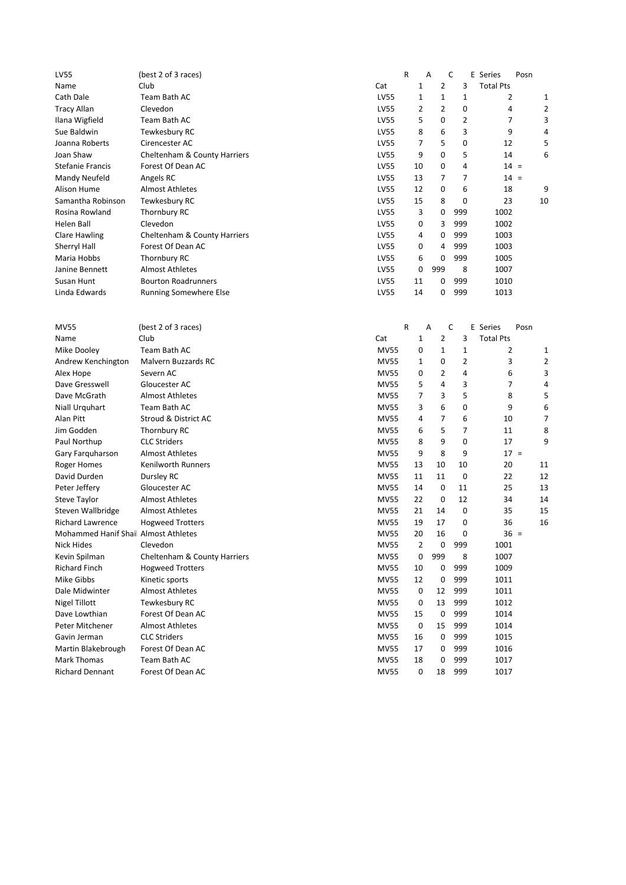| LV55 | (best 2 of 3 races) | | R | A | C | E Series | | Posn |
|---|---|---|---|---|---|---|---|---|
| Name | Club | Cat | 1 | 2 | 3 | Total Pts | | |
| Cath Dale | Team Bath AC | LV55 | 1 | 1 | 1 | 2 | | 1 |
| Tracy Allan | Clevedon | LV55 | 2 | 2 | 0 | 4 | | 2 |
| Ilana Wigfield | Team Bath AC | LV55 | 5 | 0 | 2 | 7 | | 3 |
| Sue Baldwin | Tewkesbury RC | LV55 | 8 | 6 | 3 | 9 | | 4 |
| Joanna Roberts | Cirencester AC | LV55 | 7 | 5 | 0 | 12 | | 5 |
| Joan Shaw | Cheltenham & County Harriers | LV55 | 9 | 0 | 5 | 14 | | 6 |
| Stefanie Francis | Forest Of Dean AC | LV55 | 10 | 0 | 4 | 14 | = | |
| Mandy Neufeld | Angels RC | LV55 | 13 | 7 | 7 | 14 | = | |
| Alison Hume | Almost Athletes | LV55 | 12 | 0 | 6 | 18 | | 9 |
| Samantha Robinson | Tewkesbury RC | LV55 | 15 | 8 | 0 | 23 | | 10 |
| Rosina Rowland | Thornbury RC | LV55 | 3 | 0 | 999 | 1002 | | |
| Helen Ball | Clevedon | LV55 | 0 | 3 | 999 | 1002 | | |
| Clare Hawling | Cheltenham & County Harriers | LV55 | 4 | 0 | 999 | 1003 | | |
| Sherryl Hall | Forest Of Dean AC | LV55 | 0 | 4 | 999 | 1003 | | |
| Maria Hobbs | Thornbury RC | LV55 | 6 | 0 | 999 | 1005 | | |
| Janine Bennett | Almost Athletes | LV55 | 0 | 999 | 8 | 1007 | | |
| Susan Hunt | Bourton Roadrunners | LV55 | 11 | 0 | 999 | 1010 | | |
| Linda Edwards | Running Somewhere Else | LV55 | 14 | 0 | 999 | 1013 | | |

| MV55 | (best 2 of 3 races) | | R | A | C | E Series | | Posn |
|---|---|---|---|---|---|---|---|---|
| Name | Club | Cat | 1 | 2 | 3 | Total Pts | | |
| Mike Dooley | Team Bath AC | MV55 | 0 | 1 | 1 | 2 | | 1 |
| Andrew Kenchington | Malvern Buzzards RC | MV55 | 1 | 0 | 2 | 3 | | 2 |
| Alex Hope | Severn AC | MV55 | 0 | 2 | 4 | 6 | | 3 |
| Dave Gresswell | Gloucester AC | MV55 | 5 | 4 | 3 | 7 | | 4 |
| Dave McGrath | Almost Athletes | MV55 | 7 | 3 | 5 | 8 | | 5 |
| Niall Urquhart | Team Bath AC | MV55 | 3 | 6 | 0 | 9 | | 6 |
| Alan Pitt | Stroud & District AC | MV55 | 4 | 7 | 6 | 10 | | 7 |
| Jim Godden | Thornbury RC | MV55 | 6 | 5 | 7 | 11 | | 8 |
| Paul Northup | CLC Striders | MV55 | 8 | 9 | 0 | 17 | | 9 |
| Gary Farquharson | Almost Athletes | MV55 | 9 | 8 | 9 | 17 | = | |
| Roger Homes | Kenilworth Runners | MV55 | 13 | 10 | 10 | 20 | | 11 |
| David Durden | Dursley RC | MV55 | 11 | 11 | 0 | 22 | | 12 |
| Peter Jeffery | Gloucester AC | MV55 | 14 | 0 | 11 | 25 | | 13 |
| Steve Taylor | Almost Athletes | MV55 | 22 | 0 | 12 | 34 | | 14 |
| Steven Wallbridge | Almost Athletes | MV55 | 21 | 14 | 0 | 35 | | 15 |
| Richard Lawrence | Hogweed Trotters | MV55 | 19 | 17 | 0 | 36 | | 16 |
| Mohammed Hanif Shail | Almost Athletes | MV55 | 20 | 16 | 0 | 36 | = | |
| Nick Hides | Clevedon | MV55 | 2 | 0 | 999 | 1001 | | |
| Kevin Spilman | Cheltenham & County Harriers | MV55 | 0 | 999 | 8 | 1007 | | |
| Richard Finch | Hogweed Trotters | MV55 | 10 | 0 | 999 | 1009 | | |
| Mike Gibbs | Kinetic sports | MV55 | 12 | 0 | 999 | 1011 | | |
| Dale Midwinter | Almost Athletes | MV55 | 0 | 12 | 999 | 1011 | | |
| Nigel Tillott | Tewkesbury RC | MV55 | 0 | 13 | 999 | 1012 | | |
| Dave Lowthian | Forest Of Dean AC | MV55 | 15 | 0 | 999 | 1014 | | |
| Peter Mitchener | Almost Athletes | MV55 | 0 | 15 | 999 | 1014 | | |
| Gavin Jerman | CLC Striders | MV55 | 16 | 0 | 999 | 1015 | | |
| Martin Blakebrough | Forest Of Dean AC | MV55 | 17 | 0 | 999 | 1016 | | |
| Mark Thomas | Team Bath AC | MV55 | 18 | 0 | 999 | 1017 | | |
| Richard Dennant | Forest Of Dean AC | MV55 | 0 | 18 | 999 | 1017 | | |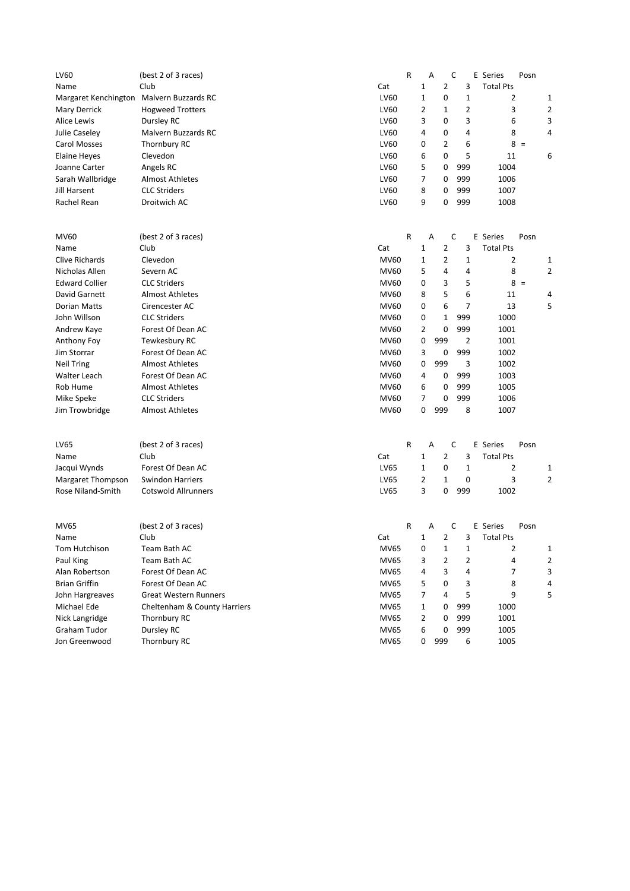| LV60 | (best 2 of 3 races) | | R | A | C | E Series | Posn |
|---|---|---|---|---|---|---|---|
| Name | Club | Cat | 1 | 2 | 3 | Total Pts | |
| Margaret Kenchington | Malvern Buzzards RC | LV60 | 1 | 0 | 1 | 2 | 1 |
| Mary Derrick | Hogweed Trotters | LV60 | 2 | 1 | 2 | 3 | 2 |
| Alice Lewis | Dursley RC | LV60 | 3 | 0 | 3 | 6 | 3 |
| Julie Caseley | Malvern Buzzards RC | LV60 | 4 | 0 | 4 | 8 | 4 |
| Carol Mosses | Thornbury RC | LV60 | 0 | 2 | 6 | 8 | = |
| Elaine Heyes | Clevedon | LV60 | 6 | 0 | 5 | 11 | 6 |
| Joanne Carter | Angels RC | LV60 | 5 | 0 | 999 | 1004 | |
| Sarah Wallbridge | Almost Athletes | LV60 | 7 | 0 | 999 | 1006 | |
| Jill Harsent | CLC Striders | LV60 | 8 | 0 | 999 | 1007 | |
| Rachel Rean | Droitwich AC | LV60 | 9 | 0 | 999 | 1008 | |

| MV60 | (best 2 of 3 races) | | R | A | C | E Series | Posn |
|---|---|---|---|---|---|---|---|
| Name | Club | Cat | 1 | 2 | 3 | Total Pts | |
| Clive Richards | Clevedon | MV60 | 1 | 2 | 1 | 2 | 1 |
| Nicholas Allen | Severn AC | MV60 | 5 | 4 | 4 | 8 | 2 |
| Edward Collier | CLC Striders | MV60 | 0 | 3 | 5 | 8 | = |
| David Garnett | Almost Athletes | MV60 | 8 | 5 | 6 | 11 | 4 |
| Dorian Matts | Cirencester AC | MV60 | 0 | 6 | 7 | 13 | 5 |
| John Willson | CLC Striders | MV60 | 0 | 1 | 999 | 1000 | |
| Andrew Kaye | Forest Of Dean AC | MV60 | 2 | 0 | 999 | 1001 | |
| Anthony Foy | Tewkesbury RC | MV60 | 0 | 999 | 2 | 1001 | |
| Jim Storrar | Forest Of Dean AC | MV60 | 3 | 0 | 999 | 1002 | |
| Neil Tring | Almost Athletes | MV60 | 0 | 999 | 3 | 1002 | |
| Walter Leach | Forest Of Dean AC | MV60 | 4 | 0 | 999 | 1003 | |
| Rob Hume | Almost Athletes | MV60 | 6 | 0 | 999 | 1005 | |
| Mike Speke | CLC Striders | MV60 | 7 | 0 | 999 | 1006 | |
| Jim Trowbridge | Almost Athletes | MV60 | 0 | 999 | 8 | 1007 | |

| LV65 | (best 2 of 3 races) | | R | A | C | E Series | Posn |
|---|---|---|---|---|---|---|---|
| Name | Club | Cat | 1 | 2 | 3 | Total Pts | |
| Jacqui Wynds | Forest Of Dean AC | LV65 | 1 | 0 | 1 | 2 | 1 |
| Margaret Thompson | Swindon Harriers | LV65 | 2 | 1 | 0 | 3 | 2 |
| Rose Niland-Smith | Cotswold Allrunners | LV65 | 3 | 0 | 999 | 1002 | |

| MV65 | (best 2 of 3 races) | | R | A | C | E Series | Posn |
|---|---|---|---|---|---|---|---|
| Name | Club | Cat | 1 | 2 | 3 | Total Pts | |
| Tom Hutchison | Team Bath AC | MV65 | 0 | 1 | 1 | 2 | 1 |
| Paul King | Team Bath AC | MV65 | 3 | 2 | 2 | 4 | 2 |
| Alan Robertson | Forest Of Dean AC | MV65 | 4 | 3 | 4 | 7 | 3 |
| Brian Griffin | Forest Of Dean AC | MV65 | 5 | 0 | 3 | 8 | 4 |
| John Hargreaves | Great Western Runners | MV65 | 7 | 4 | 5 | 9 | 5 |
| Michael Ede | Cheltenham & County Harriers | MV65 | 1 | 0 | 999 | 1000 | |
| Nick Langridge | Thornbury RC | MV65 | 2 | 0 | 999 | 1001 | |
| Graham Tudor | Dursley RC | MV65 | 6 | 0 | 999 | 1005 | |
| Jon Greenwood | Thornbury RC | MV65 | 0 | 999 | 6 | 1005 | |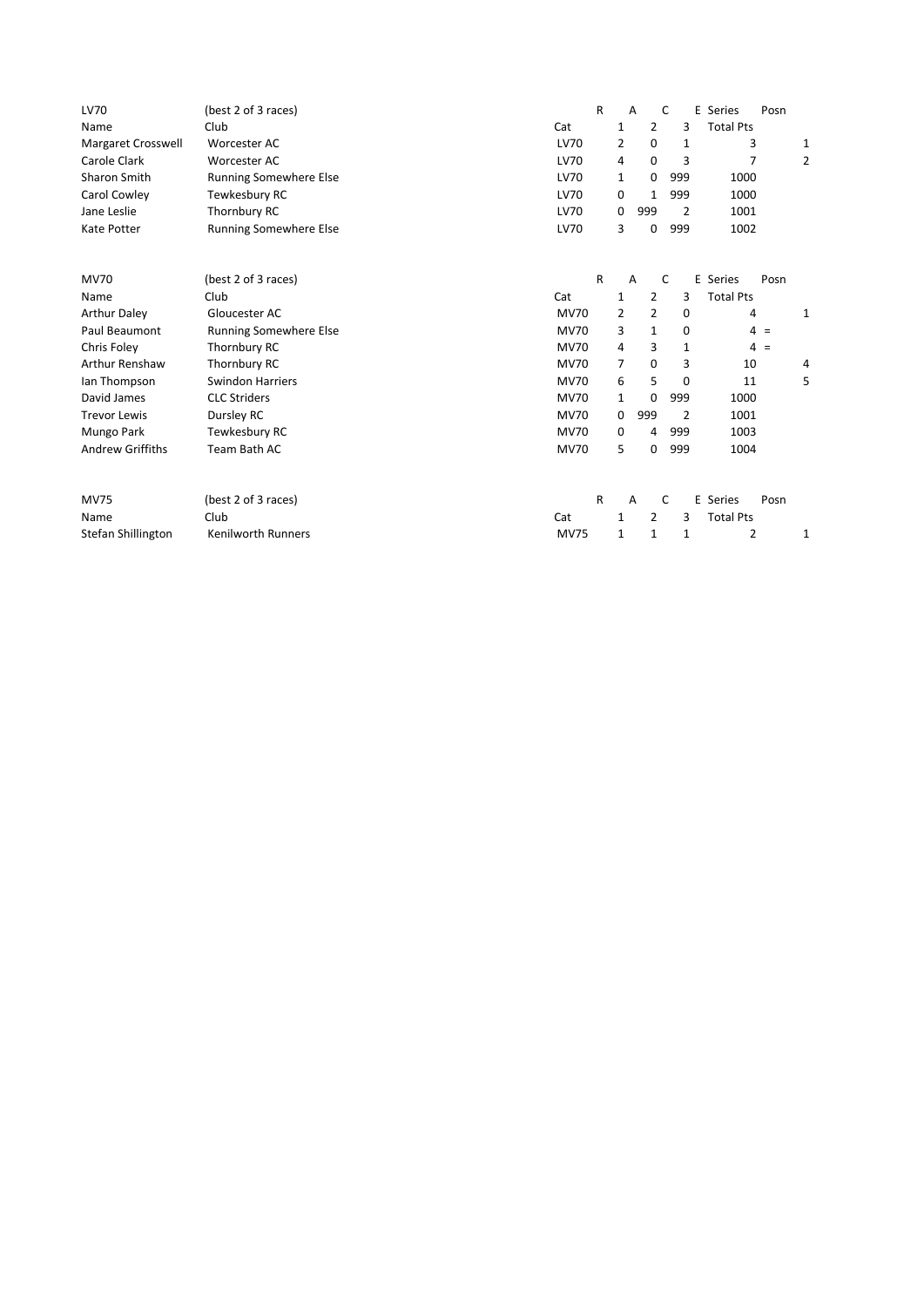| LV70 | (best 2 of 3 races) | | R A | C | E | Series | Posn |
|---|---|---|---|---|---|---|---|
| Name | Club | Cat | 1 | 2 | 3 | Total Pts | |
| Margaret Crosswell | Worcester AC | LV70 | 2 | 0 | 1 | 3 | 1 |
| Carole Clark | Worcester AC | LV70 | 4 | 0 | 3 | 7 | 2 |
| Sharon Smith | Running Somewhere Else | LV70 | 1 | 0 | 999 | 1000 | |
| Carol Cowley | Tewkesbury RC | LV70 | 0 | 1 | 999 | 1000 | |
| Jane Leslie | Thornbury RC | LV70 | 0 | 999 | 2 | 1001 | |
| Kate Potter | Running Somewhere Else | LV70 | 3 | 0 | 999 | 1002 | |

| MV70 | (best 2 of 3 races) | | R A | C | E | Series | Posn |
|---|---|---|---|---|---|---|---|
| Name | Club | Cat | 1 | 2 | 3 | Total Pts | |
| Arthur Daley | Gloucester AC | MV70 | 2 | 2 | 0 | 4 | 1 |
| Paul Beaumont | Running Somewhere Else | MV70 | 3 | 1 | 0 | 4 | = |
| Chris Foley | Thornbury RC | MV70 | 4 | 3 | 1 | 4 | = |
| Arthur Renshaw | Thornbury RC | MV70 | 7 | 0 | 3 | 10 | 4 |
| Ian Thompson | Swindon Harriers | MV70 | 6 | 5 | 0 | 11 | 5 |
| David James | CLC Striders | MV70 | 1 | 0 | 999 | 1000 | |
| Trevor Lewis | Dursley RC | MV70 | 0 | 999 | 2 | 1001 | |
| Mungo Park | Tewkesbury RC | MV70 | 0 | 4 | 999 | 1003 | |
| Andrew Griffiths | Team Bath AC | MV70 | 5 | 0 | 999 | 1004 | |

| MV75 | (best 2 of 3 races) | | R A | C | E | Series | Posn |
|---|---|---|---|---|---|---|---|
| Name | Club | Cat | 1 | 2 | 3 | Total Pts | |
| Stefan Shillington | Kenilworth Runners | MV75 | 1 | 1 | 1 | 2 | 1 |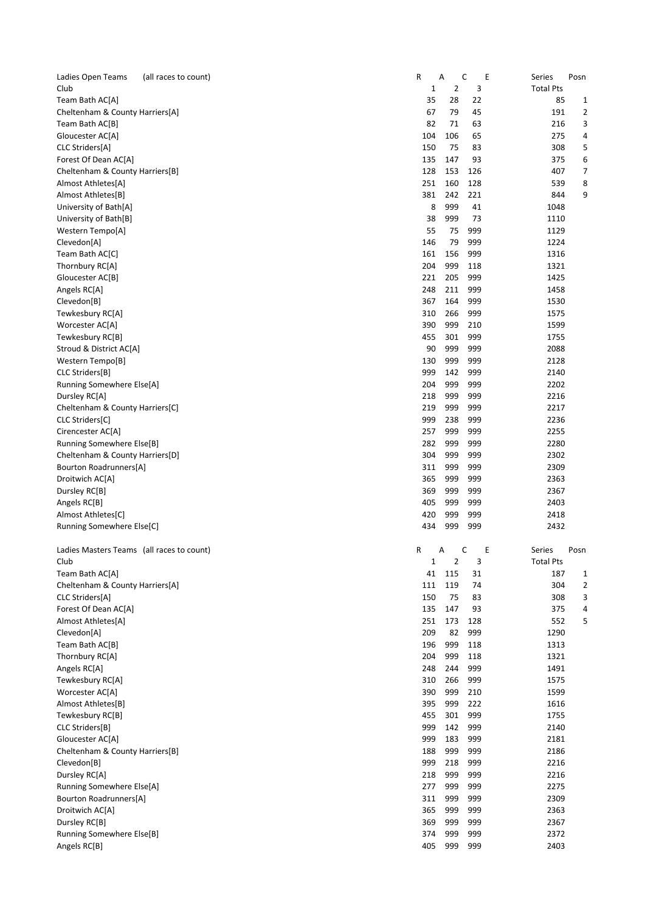| Ladies Open Teams (all races to count) | R | A | C | E | Series | Posn |
|---|---|---|---|---|---|---|
| Club | 1 | 2 | 3 | | Total Pts | |
| Team Bath AC[A] | 35 | 28 | 22 | | 85 | 1 |
| Cheltenham & County Harriers[A] | 67 | 79 | 45 | | 191 | 2 |
| Team Bath AC[B] | 82 | 71 | 63 | | 216 | 3 |
| Gloucester AC[A] | 104 | 106 | 65 | | 275 | 4 |
| CLC Striders[A] | 150 | 75 | 83 | | 308 | 5 |
| Forest Of Dean AC[A] | 135 | 147 | 93 | | 375 | 6 |
| Cheltenham & County Harriers[B] | 128 | 153 | 126 | | 407 | 7 |
| Almost Athletes[A] | 251 | 160 | 128 | | 539 | 8 |
| Almost Athletes[B] | 381 | 242 | 221 | | 844 | 9 |
| University of Bath[A] | 8 | 999 | 41 | | 1048 | |
| University of Bath[B] | 38 | 999 | 73 | | 1110 | |
| Western Tempo[A] | 55 | 75 | 999 | | 1129 | |
| Clevedon[A] | 146 | 79 | 999 | | 1224 | |
| Team Bath AC[C] | 161 | 156 | 999 | | 1316 | |
| Thornbury RC[A] | 204 | 999 | 118 | | 1321 | |
| Gloucester AC[B] | 221 | 205 | 999 | | 1425 | |
| Angels RC[A] | 248 | 211 | 999 | | 1458 | |
| Clevedon[B] | 367 | 164 | 999 | | 1530 | |
| Tewkesbury RC[A] | 310 | 266 | 999 | | 1575 | |
| Worcester AC[A] | 390 | 999 | 210 | | 1599 | |
| Tewkesbury RC[B] | 455 | 301 | 999 | | 1755 | |
| Stroud & District AC[A] | 90 | 999 | 999 | | 2088 | |
| Western Tempo[B] | 130 | 999 | 999 | | 2128 | |
| CLC Striders[B] | 999 | 142 | 999 | | 2140 | |
| Running Somewhere Else[A] | 204 | 999 | 999 | | 2202 | |
| Dursley RC[A] | 218 | 999 | 999 | | 2216 | |
| Cheltenham & County Harriers[C] | 219 | 999 | 999 | | 2217 | |
| CLC Striders[C] | 999 | 238 | 999 | | 2236 | |
| Cirencester AC[A] | 257 | 999 | 999 | | 2255 | |
| Running Somewhere Else[B] | 282 | 999 | 999 | | 2280 | |
| Cheltenham & County Harriers[D] | 304 | 999 | 999 | | 2302 | |
| Bourton Roadrunners[A] | 311 | 999 | 999 | | 2309 | |
| Droitwich AC[A] | 365 | 999 | 999 | | 2363 | |
| Dursley RC[B] | 369 | 999 | 999 | | 2367 | |
| Angels RC[B] | 405 | 999 | 999 | | 2403 | |
| Almost Athletes[C] | 420 | 999 | 999 | | 2418 | |
| Running Somewhere Else[C] | 434 | 999 | 999 | | 2432 | |

| Ladies Masters Teams (all races to count) | R | A | C | E | Series | Posn |
|---|---|---|---|---|---|---|
| Club | 1 | 2 | 3 | | Total Pts | |
| Team Bath AC[A] | 41 | 115 | 31 | | 187 | 1 |
| Cheltenham & County Harriers[A] | 111 | 119 | 74 | | 304 | 2 |
| CLC Striders[A] | 150 | 75 | 83 | | 308 | 3 |
| Forest Of Dean AC[A] | 135 | 147 | 93 | | 375 | 4 |
| Almost Athletes[A] | 251 | 173 | 128 | | 552 | 5 |
| Clevedon[A] | 209 | 82 | 999 | | 1290 | |
| Team Bath AC[B] | 196 | 999 | 118 | | 1313 | |
| Thornbury RC[A] | 204 | 999 | 118 | | 1321 | |
| Angels RC[A] | 248 | 244 | 999 | | 1491 | |
| Tewkesbury RC[A] | 310 | 266 | 999 | | 1575 | |
| Worcester AC[A] | 390 | 999 | 210 | | 1599 | |
| Almost Athletes[B] | 395 | 999 | 222 | | 1616 | |
| Tewkesbury RC[B] | 455 | 301 | 999 | | 1755 | |
| CLC Striders[B] | 999 | 142 | 999 | | 2140 | |
| Gloucester AC[A] | 999 | 183 | 999 | | 2181 | |
| Cheltenham & County Harriers[B] | 188 | 999 | 999 | | 2186 | |
| Clevedon[B] | 999 | 218 | 999 | | 2216 | |
| Dursley RC[A] | 218 | 999 | 999 | | 2216 | |
| Running Somewhere Else[A] | 277 | 999 | 999 | | 2275 | |
| Bourton Roadrunners[A] | 311 | 999 | 999 | | 2309 | |
| Droitwich AC[A] | 365 | 999 | 999 | | 2363 | |
| Dursley RC[B] | 369 | 999 | 999 | | 2367 | |
| Running Somewhere Else[B] | 374 | 999 | 999 | | 2372 | |
| Angels RC[B] | 405 | 999 | 999 | | 2403 | |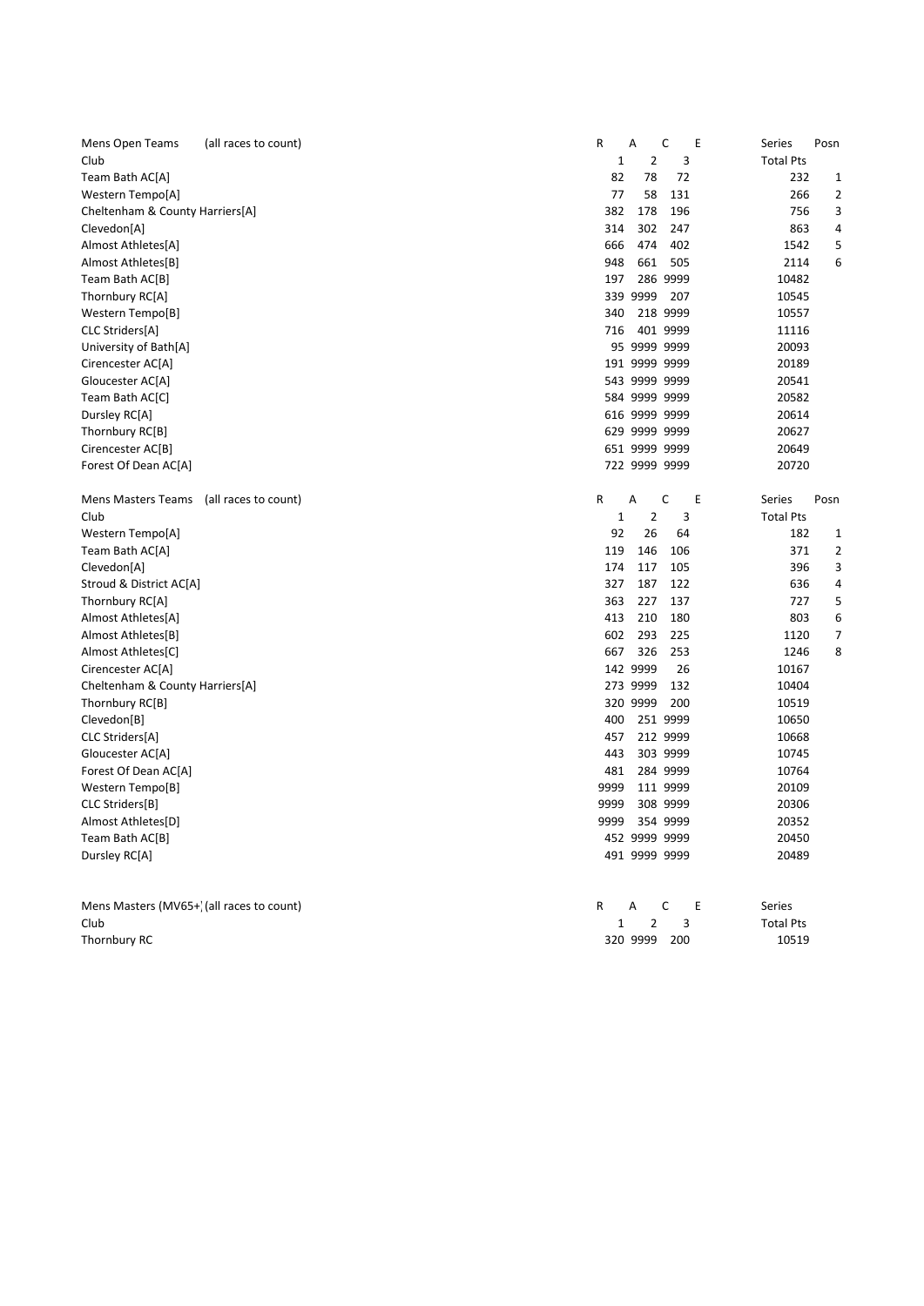| Mens Open Teams (all races to count) | R | A | C | E | Series | Posn |
|---|---|---|---|---|---|---|
| Club | 1 | 2 | 3 | | Total Pts | |
| Team Bath AC[A] | 82 | 78 | 72 | | 232 | 1 |
| Western Tempo[A] | 77 | 58 | 131 | | 266 | 2 |
| Cheltenham & County Harriers[A] | 382 | 178 | 196 | | 756 | 3 |
| Clevedon[A] | 314 | 302 | 247 | | 863 | 4 |
| Almost Athletes[A] | 666 | 474 | 402 | | 1542 | 5 |
| Almost Athletes[B] | 948 | 661 | 505 | | 2114 | 6 |
| Team Bath AC[B] | 197 | 286 | 9999 | | 10482 | |
| Thornbury RC[A] | 339 | 9999 | 207 | | 10545 | |
| Western Tempo[B] | 340 | 218 | 9999 | | 10557 | |
| CLC Striders[A] | 716 | 401 | 9999 | | 11116 | |
| University of Bath[A] | 95 | 9999 | 9999 | | 20093 | |
| Cirencester AC[A] | 191 | 9999 | 9999 | | 20189 | |
| Gloucester AC[A] | 543 | 9999 | 9999 | | 20541 | |
| Team Bath AC[C] | 584 | 9999 | 9999 | | 20582 | |
| Dursley RC[A] | 616 | 9999 | 9999 | | 20614 | |
| Thornbury RC[B] | 629 | 9999 | 9999 | | 20627 | |
| Cirencester AC[B] | 651 | 9999 | 9999 | | 20649 | |
| Forest Of Dean AC[A] | 722 | 9999 | 9999 | | 20720 | |

| Mens Masters Teams (all races to count) | R | A | C | E | Series | Posn |
|---|---|---|---|---|---|---|
| Club | 1 | 2 | 3 | | Total Pts | |
| Western Tempo[A] | 92 | 26 | 64 | | 182 | 1 |
| Team Bath AC[A] | 119 | 146 | 106 | | 371 | 2 |
| Clevedon[A] | 174 | 117 | 105 | | 396 | 3 |
| Stroud & District AC[A] | 327 | 187 | 122 | | 636 | 4 |
| Thornbury RC[A] | 363 | 227 | 137 | | 727 | 5 |
| Almost Athletes[A] | 413 | 210 | 180 | | 803 | 6 |
| Almost Athletes[B] | 602 | 293 | 225 | | 1120 | 7 |
| Almost Athletes[C] | 667 | 326 | 253 | | 1246 | 8 |
| Cirencester AC[A] | 142 | 9999 | 26 | | 10167 | |
| Cheltenham & County Harriers[A] | 273 | 9999 | 132 | | 10404 | |
| Thornbury RC[B] | 320 | 9999 | 200 | | 10519 | |
| Clevedon[B] | 400 | 251 | 9999 | | 10650 | |
| CLC Striders[A] | 457 | 212 | 9999 | | 10668 | |
| Gloucester AC[A] | 443 | 303 | 9999 | | 10745 | |
| Forest Of Dean AC[A] | 481 | 284 | 9999 | | 10764 | |
| Western Tempo[B] | 9999 | 111 | 9999 | | 20109 | |
| CLC Striders[B] | 9999 | 308 | 9999 | | 20306 | |
| Almost Athletes[D] | 9999 | 354 | 9999 | | 20352 | |
| Team Bath AC[B] | 452 | 9999 | 9999 | | 20450 | |
| Dursley RC[A] | 491 | 9999 | 9999 | | 20489 | |

| Mens Masters (MV65+) (all races to count) | R | A | C | E | Series |
|---|---|---|---|---|---|
| Club | 1 | 2 | 3 | | Total Pts |
| Thornbury RC | 320 | 9999 | 200 | | 10519 |